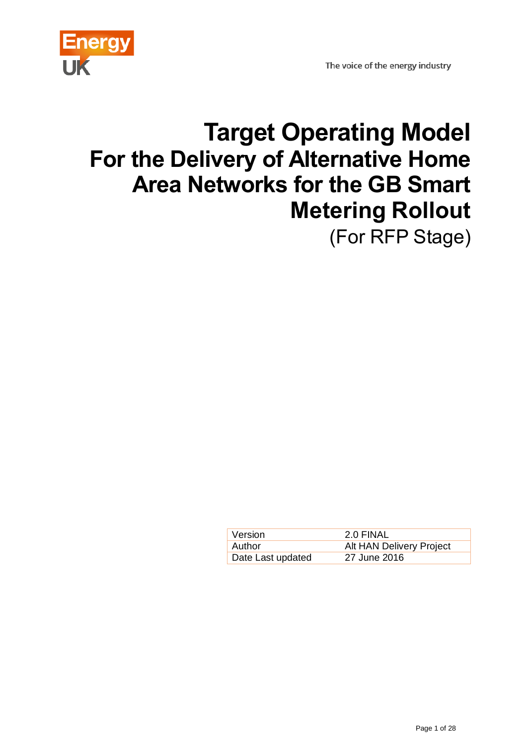Energy UK

The voice of the energy industry

# Target Operating Model For the Delivery of Alternative Home Area Networks for the GB Smart Metering Rollout

(For RFP Stage)

| | |
|---|---|
| Version | 2.0 FINAL |
| Author | Alt HAN Delivery Project |
| Date Last updated | 27 June 2016 |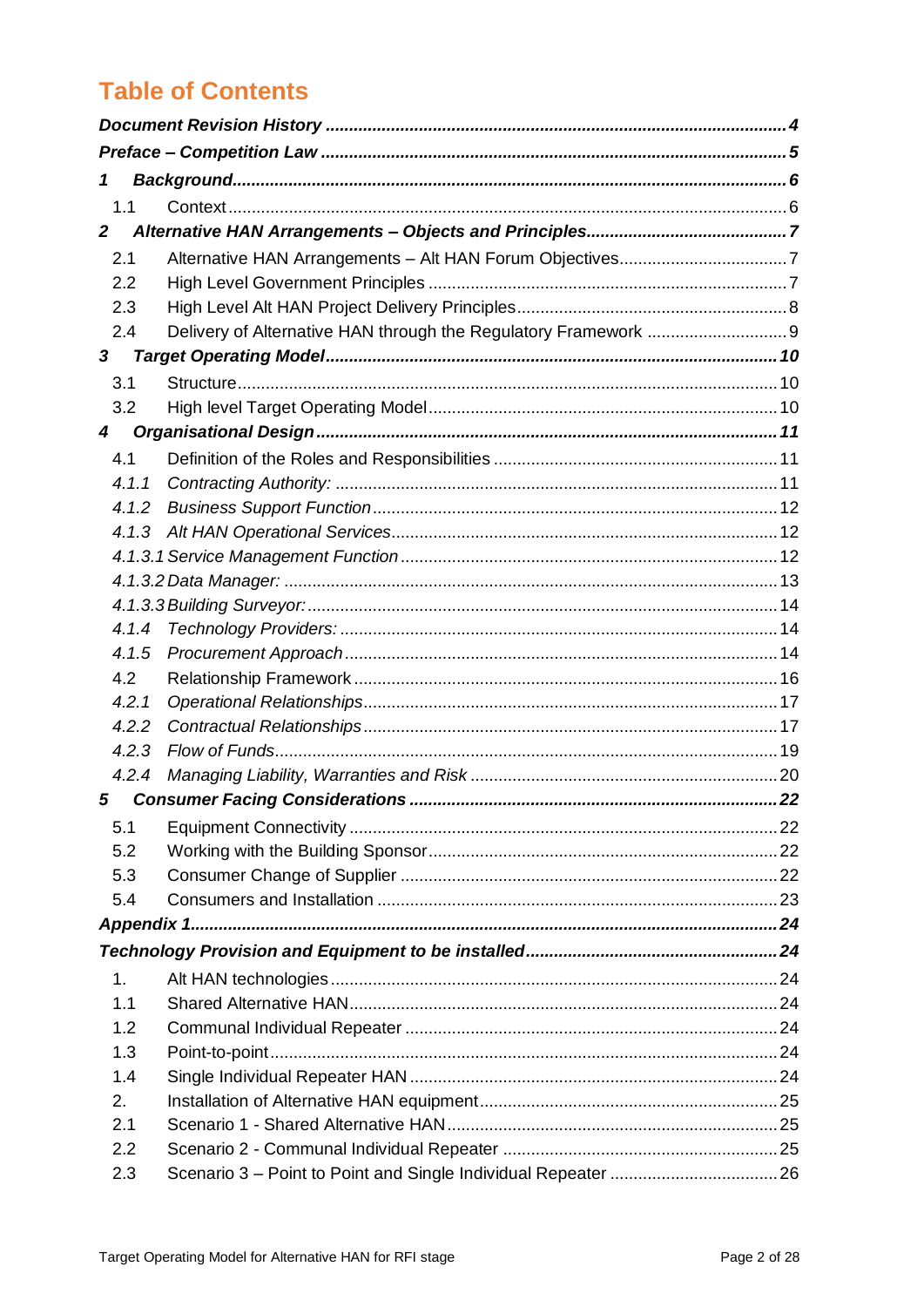# Table of Contents

***Document Revision History*** ..... ***4***

***Preface – Competition Law*** ..... ***5***

***1 Background*** ..... ***6***

1.1 Context ..... 6

***2 Alternative HAN Arrangements – Objects and Principles*** ..... ***7***

2.1 Alternative HAN Arrangements – Alt HAN Forum Objectives ..... 7

2.2 High Level Government Principles ..... 7

2.3 High Level Alt HAN Project Delivery Principles ..... 8

2.4 Delivery of Alternative HAN through the Regulatory Framework ..... 9

***3 Target Operating Model*** ..... ***10***

3.1 Structure ..... 10

3.2 High level Target Operating Model ..... 10

***4 Organisational Design*** ..... ***11***

4.1 Definition of the Roles and Responsibilities ..... 11

*4.1.1 Contracting Authority:* ..... 11

*4.1.2 Business Support Function* ..... 12

*4.1.3 Alt HAN Operational Services* ..... 12

*4.1.3.1 Service Management Function* ..... 12

*4.1.3.2 Data Manager:* ..... 13

*4.1.3.3 Building Surveyor:* ..... 14

*4.1.4 Technology Providers:* ..... 14

*4.1.5 Procurement Approach* ..... 14

4.2 Relationship Framework ..... 16

*4.2.1 Operational Relationships* ..... 17

*4.2.2 Contractual Relationships* ..... 17

*4.2.3 Flow of Funds* ..... 19

*4.2.4 Managing Liability, Warranties and Risk* ..... 20

***5 Consumer Facing Considerations*** ..... ***22***

5.1 Equipment Connectivity ..... 22

5.2 Working with the Building Sponsor ..... 22

5.3 Consumer Change of Supplier ..... 22

5.4 Consumers and Installation ..... 23

***Appendix 1*** ..... ***24***

***Technology Provision and Equipment to be installed*** ..... ***24***

1. Alt HAN technologies ..... 24

1.1 Shared Alternative HAN ..... 24

1.2 Communal Individual Repeater ..... 24

1.3 Point-to-point ..... 24

1.4 Single Individual Repeater HAN ..... 24

2. Installation of Alternative HAN equipment ..... 25

2.1 Scenario 1 - Shared Alternative HAN ..... 25

2.2 Scenario 2 - Communal Individual Repeater ..... 25

2.3 Scenario 3 – Point to Point and Single Individual Repeater ..... 26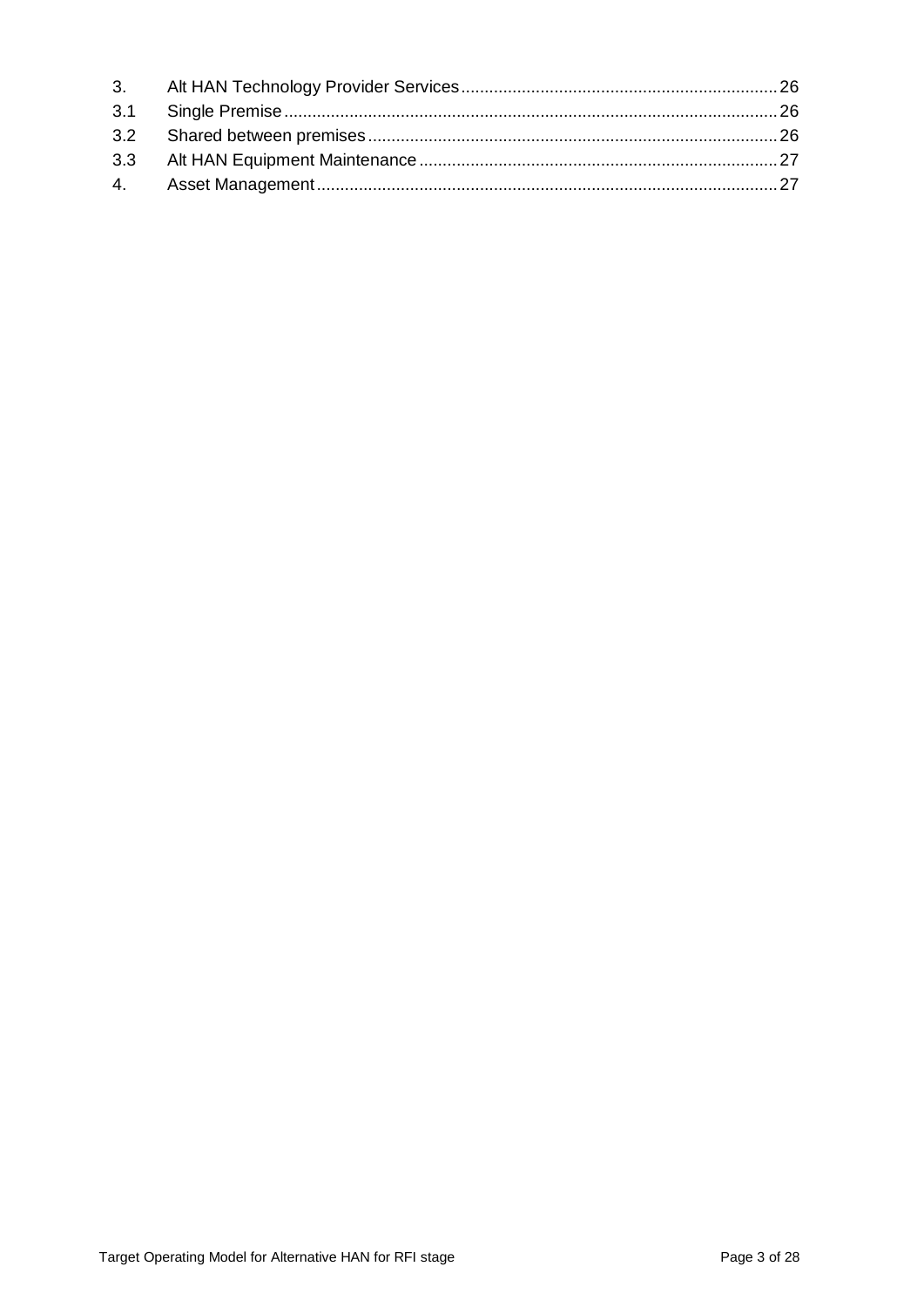| | | |
|---|---|---|
| 3. | Alt HAN Technology Provider Services | 26 |
| 3.1 | Single Premise | 26 |
| 3.2 | Shared between premises | 26 |
| 3.3 | Alt HAN Equipment Maintenance | 27 |
| 4. | Asset Management | 27 |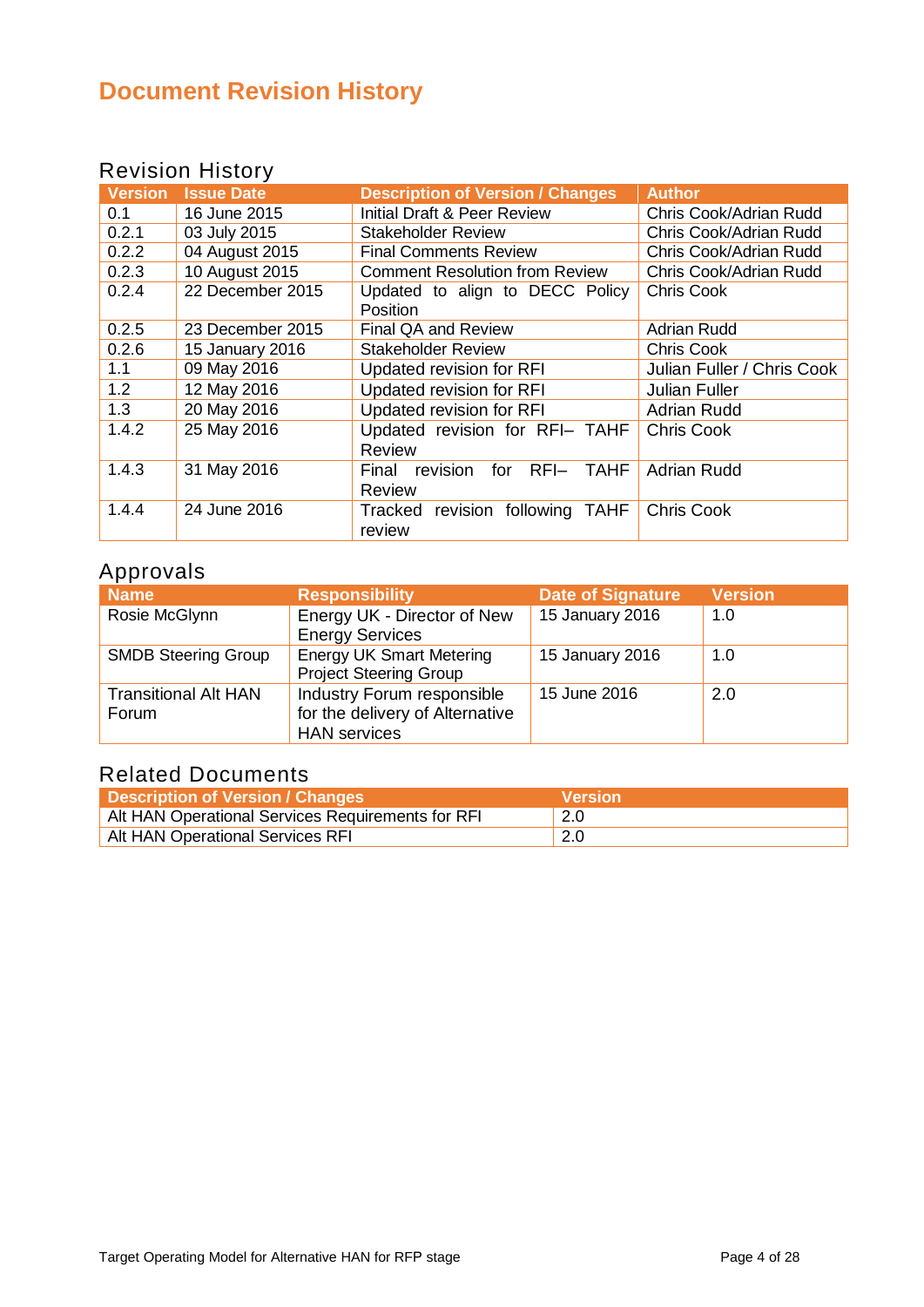# Document Revision History

## Revision History

| Version | Issue Date | Description of Version / Changes | Author |
|---|---|---|---|
| 0.1 | 16 June 2015 | Initial Draft & Peer Review | Chris Cook/Adrian Rudd |
| 0.2.1 | 03 July 2015 | Stakeholder Review | Chris Cook/Adrian Rudd |
| 0.2.2 | 04 August 2015 | Final Comments Review | Chris Cook/Adrian Rudd |
| 0.2.3 | 10 August 2015 | Comment Resolution from Review | Chris Cook/Adrian Rudd |
| 0.2.4 | 22 December 2015 | Updated to align to DECC Policy Position | Chris Cook |
| 0.2.5 | 23 December 2015 | Final QA and Review | Adrian Rudd |
| 0.2.6 | 15 January 2016 | Stakeholder Review | Chris Cook |
| 1.1 | 09 May 2016 | Updated revision for RFI | Julian Fuller / Chris Cook |
| 1.2 | 12 May 2016 | Updated revision for RFI | Julian Fuller |
| 1.3 | 20 May 2016 | Updated revision for RFI | Adrian Rudd |
| 1.4.2 | 25 May 2016 | Updated revision for RFI– TAHF Review | Chris Cook |
| 1.4.3 | 31 May 2016 | Final revision for RFI– TAHF Review | Adrian Rudd |
| 1.4.4 | 24 June 2016 | Tracked revision following TAHF review | Chris Cook |

## Approvals

| Name | Responsibility | Date of Signature | Version |
|---|---|---|---|
| Rosie McGlynn | Energy UK - Director of New Energy Services | 15 January 2016 | 1.0 |
| SMDB Steering Group | Energy UK Smart Metering Project Steering Group | 15 January 2016 | 1.0 |
| Transitional Alt HAN Forum | Industry Forum responsible for the delivery of Alternative HAN services | 15 June 2016 | 2.0 |

## Related Documents

| Description of Version / Changes | Version |
|---|---|
| Alt HAN Operational Services Requirements for RFI | 2.0 |
| Alt HAN Operational Services RFI | 2.0 |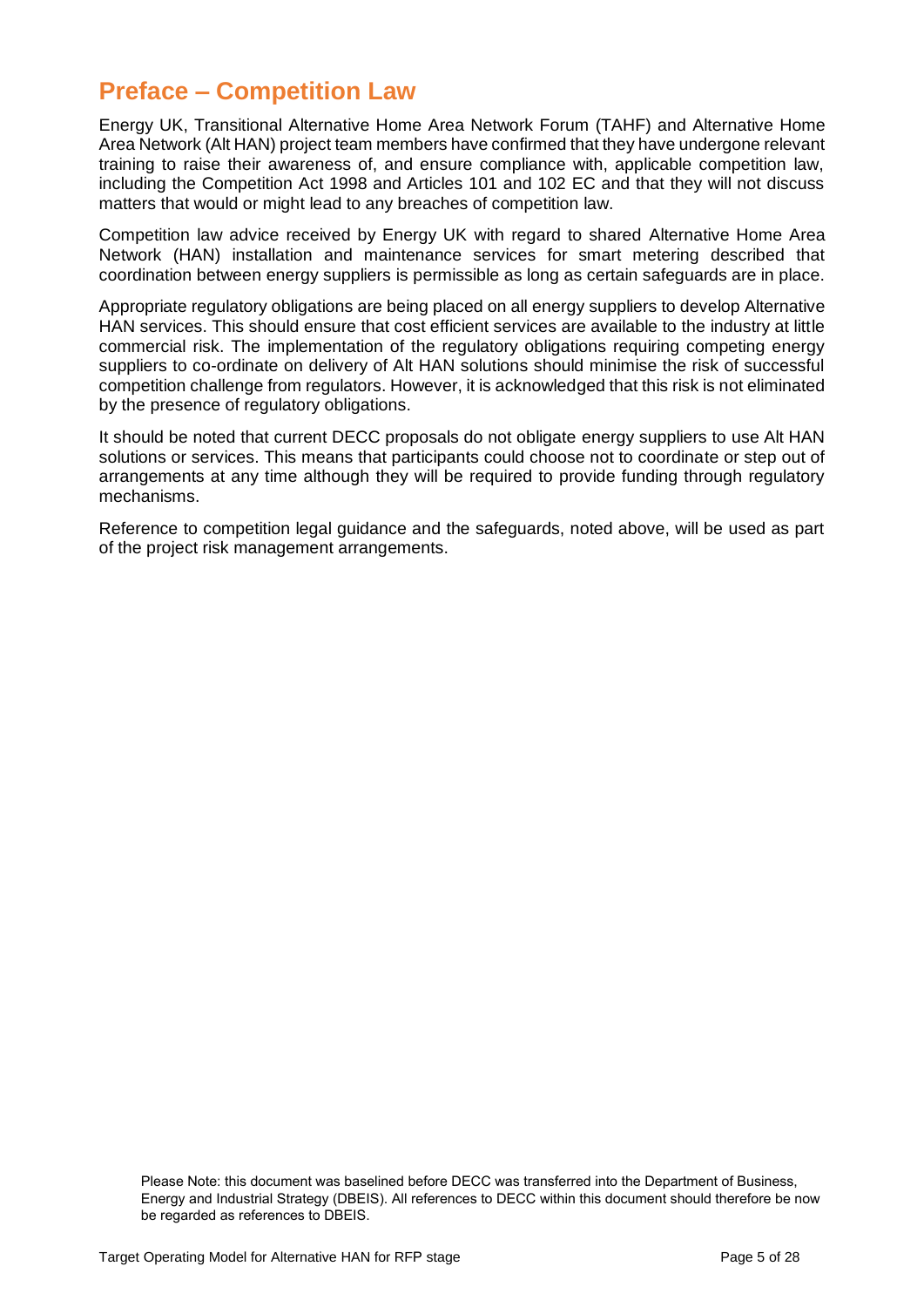# Preface – Competition Law

Energy UK, Transitional Alternative Home Area Network Forum (TAHF) and Alternative Home Area Network (Alt HAN) project team members have confirmed that they have undergone relevant training to raise their awareness of, and ensure compliance with, applicable competition law, including the Competition Act 1998 and Articles 101 and 102 EC and that they will not discuss matters that would or might lead to any breaches of competition law.

Competition law advice received by Energy UK with regard to shared Alternative Home Area Network (HAN) installation and maintenance services for smart metering described that coordination between energy suppliers is permissible as long as certain safeguards are in place.

Appropriate regulatory obligations are being placed on all energy suppliers to develop Alternative HAN services. This should ensure that cost efficient services are available to the industry at little commercial risk. The implementation of the regulatory obligations requiring competing energy suppliers to co-ordinate on delivery of Alt HAN solutions should minimise the risk of successful competition challenge from regulators. However, it is acknowledged that this risk is not eliminated by the presence of regulatory obligations.

It should be noted that current DECC proposals do not obligate energy suppliers to use Alt HAN solutions or services. This means that participants could choose not to coordinate or step out of arrangements at any time although they will be required to provide funding through regulatory mechanisms.

Reference to competition legal guidance and the safeguards, noted above, will be used as part of the project risk management arrangements.

Please Note: this document was baselined before DECC was transferred into the Department of Business, Energy and Industrial Strategy (DBEIS). All references to DECC within this document should therefore be now be regarded as references to DBEIS.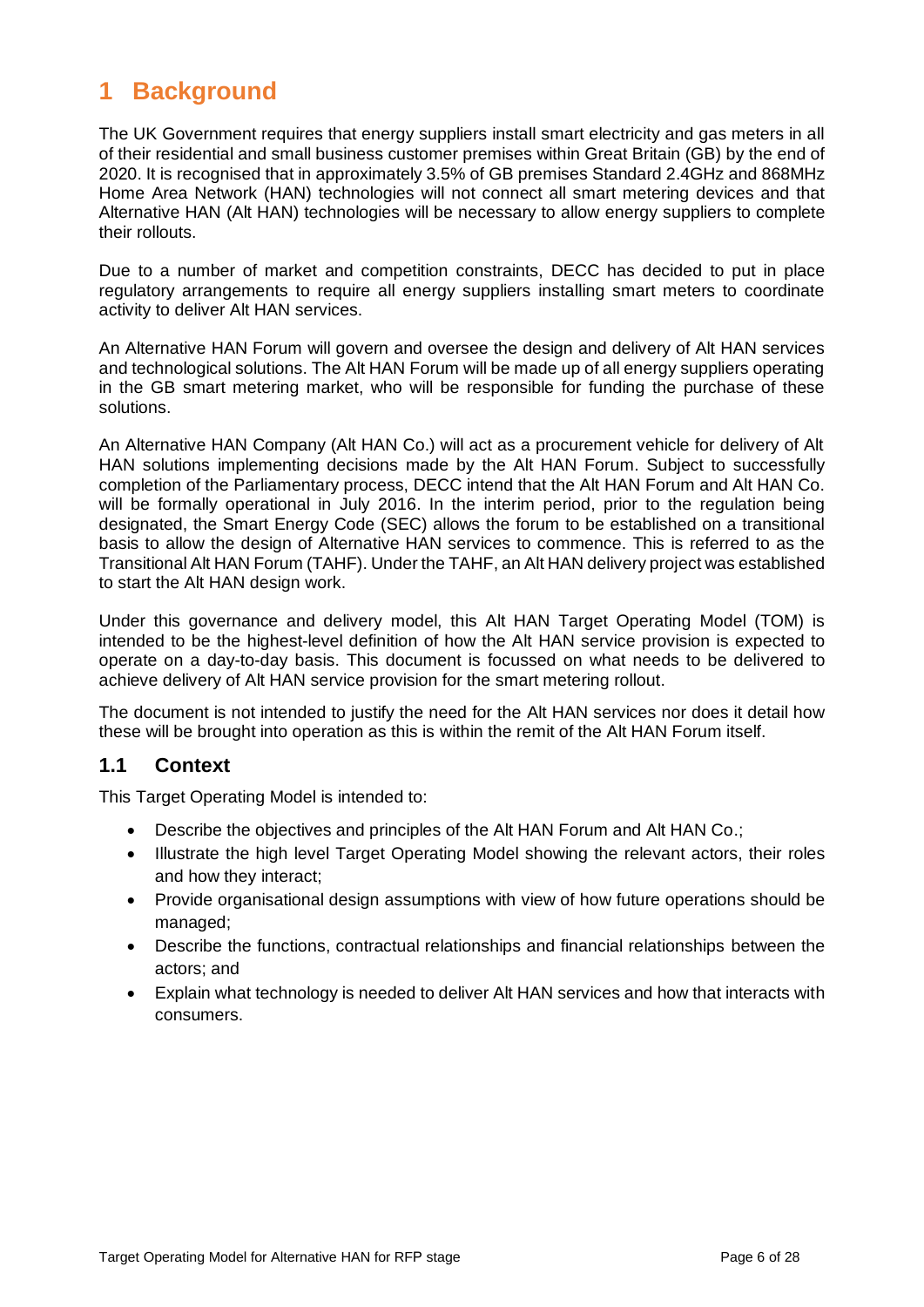# 1 Background

The UK Government requires that energy suppliers install smart electricity and gas meters in all of their residential and small business customer premises within Great Britain (GB) by the end of 2020. It is recognised that in approximately 3.5% of GB premises Standard 2.4GHz and 868MHz Home Area Network (HAN) technologies will not connect all smart metering devices and that Alternative HAN (Alt HAN) technologies will be necessary to allow energy suppliers to complete their rollouts.

Due to a number of market and competition constraints, DECC has decided to put in place regulatory arrangements to require all energy suppliers installing smart meters to coordinate activity to deliver Alt HAN services.

An Alternative HAN Forum will govern and oversee the design and delivery of Alt HAN services and technological solutions. The Alt HAN Forum will be made up of all energy suppliers operating in the GB smart metering market, who will be responsible for funding the purchase of these solutions.

An Alternative HAN Company (Alt HAN Co.) will act as a procurement vehicle for delivery of Alt HAN solutions implementing decisions made by the Alt HAN Forum. Subject to successfully completion of the Parliamentary process, DECC intend that the Alt HAN Forum and Alt HAN Co. will be formally operational in July 2016. In the interim period, prior to the regulation being designated, the Smart Energy Code (SEC) allows the forum to be established on a transitional basis to allow the design of Alternative HAN services to commence. This is referred to as the Transitional Alt HAN Forum (TAHF). Under the TAHF, an Alt HAN delivery project was established to start the Alt HAN design work.

Under this governance and delivery model, this Alt HAN Target Operating Model (TOM) is intended to be the highest-level definition of how the Alt HAN service provision is expected to operate on a day-to-day basis. This document is focussed on what needs to be delivered to achieve delivery of Alt HAN service provision for the smart metering rollout.

The document is not intended to justify the need for the Alt HAN services nor does it detail how these will be brought into operation as this is within the remit of the Alt HAN Forum itself.

## 1.1 Context

This Target Operating Model is intended to:

- Describe the objectives and principles of the Alt HAN Forum and Alt HAN Co.;
- Illustrate the high level Target Operating Model showing the relevant actors, their roles and how they interact;
- Provide organisational design assumptions with view of how future operations should be managed;
- Describe the functions, contractual relationships and financial relationships between the actors; and
- Explain what technology is needed to deliver Alt HAN services and how that interacts with consumers.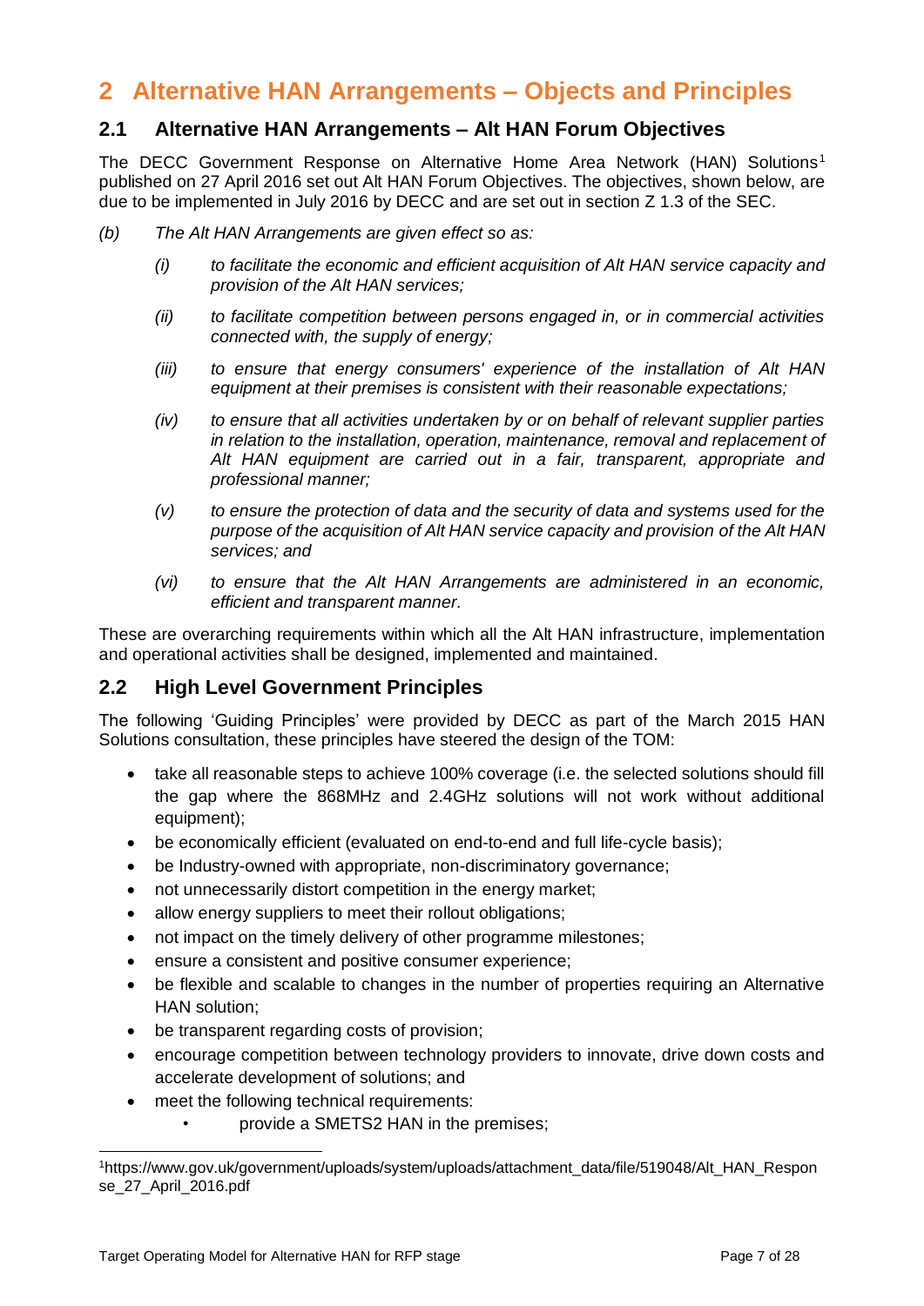# 2 Alternative HAN Arrangements – Objects and Principles

## 2.1 Alternative HAN Arrangements – Alt HAN Forum Objectives

The DECC Government Response on Alternative Home Area Network (HAN) Solutions[1] published on 27 April 2016 set out Alt HAN Forum Objectives. The objectives, shown below, are due to be implemented in July 2016 by DECC and are set out in section Z 1.3 of the SEC.

*(b) The Alt HAN Arrangements are given effect so as:*

> *(i) to facilitate the economic and efficient acquisition of Alt HAN service capacity and provision of the Alt HAN services;*
>
> *(ii) to facilitate competition between persons engaged in, or in commercial activities connected with, the supply of energy;*
>
> *(iii) to ensure that energy consumers' experience of the installation of Alt HAN equipment at their premises is consistent with their reasonable expectations;*
>
> *(iv) to ensure that all activities undertaken by or on behalf of relevant supplier parties in relation to the installation, operation, maintenance, removal and replacement of Alt HAN equipment are carried out in a fair, transparent, appropriate and professional manner;*
>
> *(v) to ensure the protection of data and the security of data and systems used for the purpose of the acquisition of Alt HAN service capacity and provision of the Alt HAN services; and*
>
> *(vi) to ensure that the Alt HAN Arrangements are administered in an economic, efficient and transparent manner.*

These are overarching requirements within which all the Alt HAN infrastructure, implementation and operational activities shall be designed, implemented and maintained.

## 2.2 High Level Government Principles

The following 'Guiding Principles' were provided by DECC as part of the March 2015 HAN Solutions consultation, these principles have steered the design of the TOM:

- take all reasonable steps to achieve 100% coverage (i.e. the selected solutions should fill the gap where the 868MHz and 2.4GHz solutions will not work without additional equipment);
- be economically efficient (evaluated on end-to-end and full life-cycle basis);
- be Industry-owned with appropriate, non-discriminatory governance;
- not unnecessarily distort competition in the energy market;
- allow energy suppliers to meet their rollout obligations;
- not impact on the timely delivery of other programme milestones;
- ensure a consistent and positive consumer experience;
- be flexible and scalable to changes in the number of properties requiring an Alternative HAN solution;
- be transparent regarding costs of provision;
- encourage competition between technology providers to innovate, drive down costs and accelerate development of solutions; and
- meet the following technical requirements:
  - provide a SMETS2 HAN in the premises;

[1] https://www.gov.uk/government/uploads/system/uploads/attachment_data/file/519048/Alt_HAN_Response_27_April_2016.pdf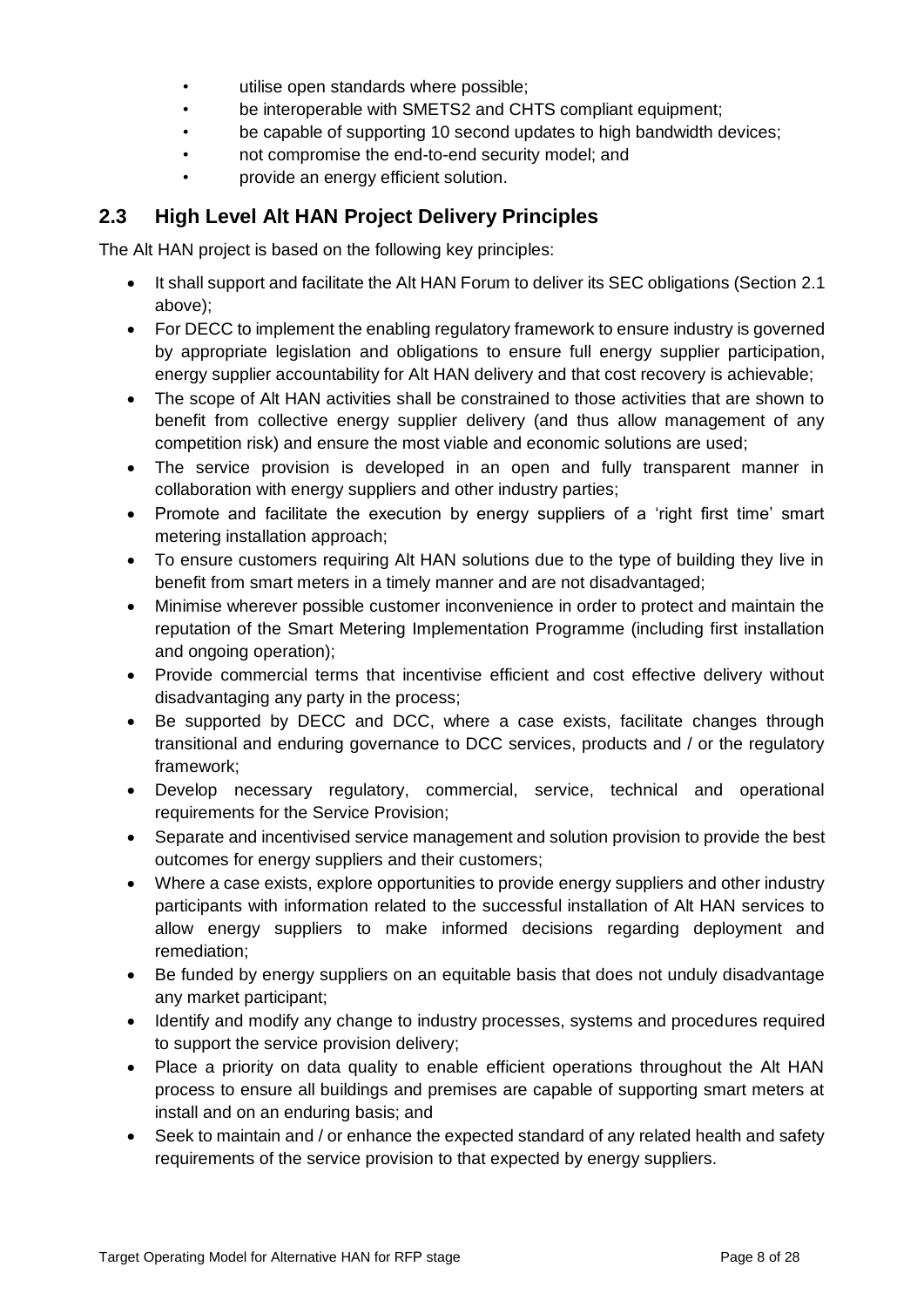- utilise open standards where possible;
- be interoperable with SMETS2 and CHTS compliant equipment;
- be capable of supporting 10 second updates to high bandwidth devices;
- not compromise the end-to-end security model; and
- provide an energy efficient solution.

## 2.3 High Level Alt HAN Project Delivery Principles

The Alt HAN project is based on the following key principles:

- It shall support and facilitate the Alt HAN Forum to deliver its SEC obligations (Section 2.1 above);
- For DECC to implement the enabling regulatory framework to ensure industry is governed by appropriate legislation and obligations to ensure full energy supplier participation, energy supplier accountability for Alt HAN delivery and that cost recovery is achievable;
- The scope of Alt HAN activities shall be constrained to those activities that are shown to benefit from collective energy supplier delivery (and thus allow management of any competition risk) and ensure the most viable and economic solutions are used;
- The service provision is developed in an open and fully transparent manner in collaboration with energy suppliers and other industry parties;
- Promote and facilitate the execution by energy suppliers of a 'right first time' smart metering installation approach;
- To ensure customers requiring Alt HAN solutions due to the type of building they live in benefit from smart meters in a timely manner and are not disadvantaged;
- Minimise wherever possible customer inconvenience in order to protect and maintain the reputation of the Smart Metering Implementation Programme (including first installation and ongoing operation);
- Provide commercial terms that incentivise efficient and cost effective delivery without disadvantaging any party in the process;
- Be supported by DECC and DCC, where a case exists, facilitate changes through transitional and enduring governance to DCC services, products and / or the regulatory framework;
- Develop necessary regulatory, commercial, service, technical and operational requirements for the Service Provision;
- Separate and incentivised service management and solution provision to provide the best outcomes for energy suppliers and their customers;
- Where a case exists, explore opportunities to provide energy suppliers and other industry participants with information related to the successful installation of Alt HAN services to allow energy suppliers to make informed decisions regarding deployment and remediation;
- Be funded by energy suppliers on an equitable basis that does not unduly disadvantage any market participant;
- Identify and modify any change to industry processes, systems and procedures required to support the service provision delivery;
- Place a priority on data quality to enable efficient operations throughout the Alt HAN process to ensure all buildings and premises are capable of supporting smart meters at install and on an enduring basis; and
- Seek to maintain and / or enhance the expected standard of any related health and safety requirements of the service provision to that expected by energy suppliers.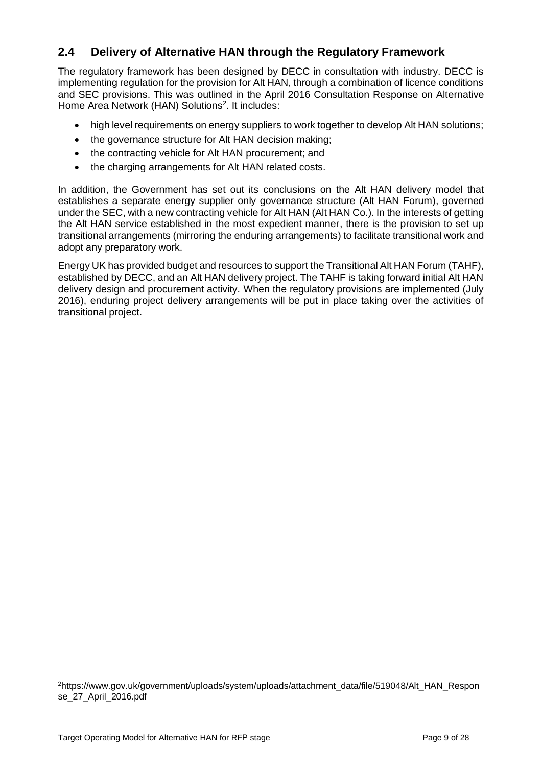## 2.4 Delivery of Alternative HAN through the Regulatory Framework

The regulatory framework has been designed by DECC in consultation with industry. DECC is implementing regulation for the provision for Alt HAN, through a combination of licence conditions and SEC provisions. This was outlined in the April 2016 Consultation Response on Alternative Home Area Network (HAN) Solutions[2]. It includes:

- high level requirements on energy suppliers to work together to develop Alt HAN solutions;
- the governance structure for Alt HAN decision making;
- the contracting vehicle for Alt HAN procurement; and
- the charging arrangements for Alt HAN related costs.

In addition, the Government has set out its conclusions on the Alt HAN delivery model that establishes a separate energy supplier only governance structure (Alt HAN Forum), governed under the SEC, with a new contracting vehicle for Alt HAN (Alt HAN Co.). In the interests of getting the Alt HAN service established in the most expedient manner, there is the provision to set up transitional arrangements (mirroring the enduring arrangements) to facilitate transitional work and adopt any preparatory work.

Energy UK has provided budget and resources to support the Transitional Alt HAN Forum (TAHF), established by DECC, and an Alt HAN delivery project. The TAHF is taking forward initial Alt HAN delivery design and procurement activity. When the regulatory provisions are implemented (July 2016), enduring project delivery arrangements will be put in place taking over the activities of transitional project.

[2]https://www.gov.uk/government/uploads/system/uploads/attachment_data/file/519048/Alt_HAN_Response_27_April_2016.pdf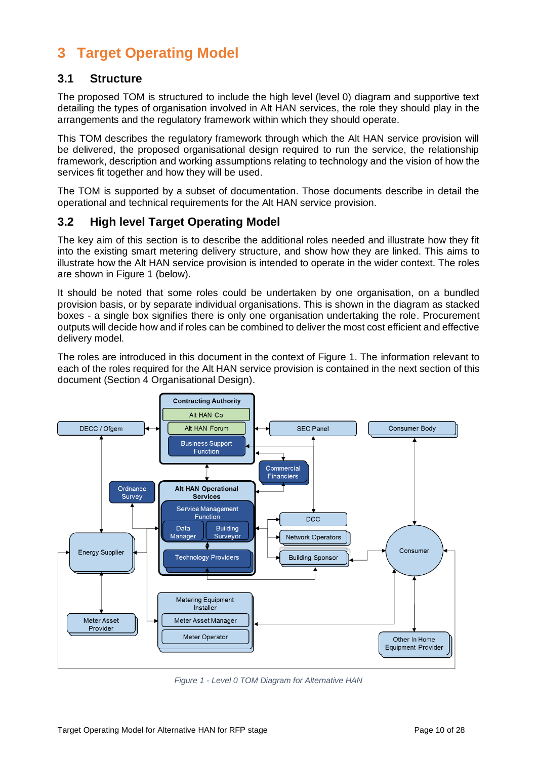# 3 Target Operating Model

## 3.1 Structure

The proposed TOM is structured to include the high level (level 0) diagram and supportive text detailing the types of organisation involved in Alt HAN services, the role they should play in the arrangements and the regulatory framework within which they should operate.

This TOM describes the regulatory framework through which the Alt HAN service provision will be delivered, the proposed organisational design required to run the service, the relationship framework, description and working assumptions relating to technology and the vision of how the services fit together and how they will be used.

The TOM is supported by a subset of documentation. Those documents describe in detail the operational and technical requirements for the Alt HAN service provision.

## 3.2 High level Target Operating Model

The key aim of this section is to describe the additional roles needed and illustrate how they fit into the existing smart metering delivery structure, and show how they are linked. This aims to illustrate how the Alt HAN service provision is intended to operate in the wider context. The roles are shown in Figure 1 (below).

It should be noted that some roles could be undertaken by one organisation, on a bundled provision basis, or by separate individual organisations. This is shown in the diagram as stacked boxes - a single box signifies there is only one organisation undertaking the role. Procurement outputs will decide how and if roles can be combined to deliver the most cost efficient and effective delivery model.

The roles are introduced in this document in the context of Figure 1. The information relevant to each of the roles required for the Alt HAN service provision is contained in the next section of this document (Section 4 Organisational Design).

Contracting Authority
Alt HAN Co
Alt HAN Forum
Business Support Function
DECC / Ofgem
SEC Panel
Consumer Body
Commercial Financiers
Ordnance Survey
Alt HAN Operational Services
Service Management Function
Data Manager
Building Surveyor
Technology Providers
DCC
Network Operators
Building Sponsor
Consumer
Energy Supplier
Meter Asset Provider
Metering Equipment Installer
Meter Asset Manager
Meter Operator
Other In Home Equipment Provider

*Figure 1 - Level 0 TOM Diagram for Alternative HAN*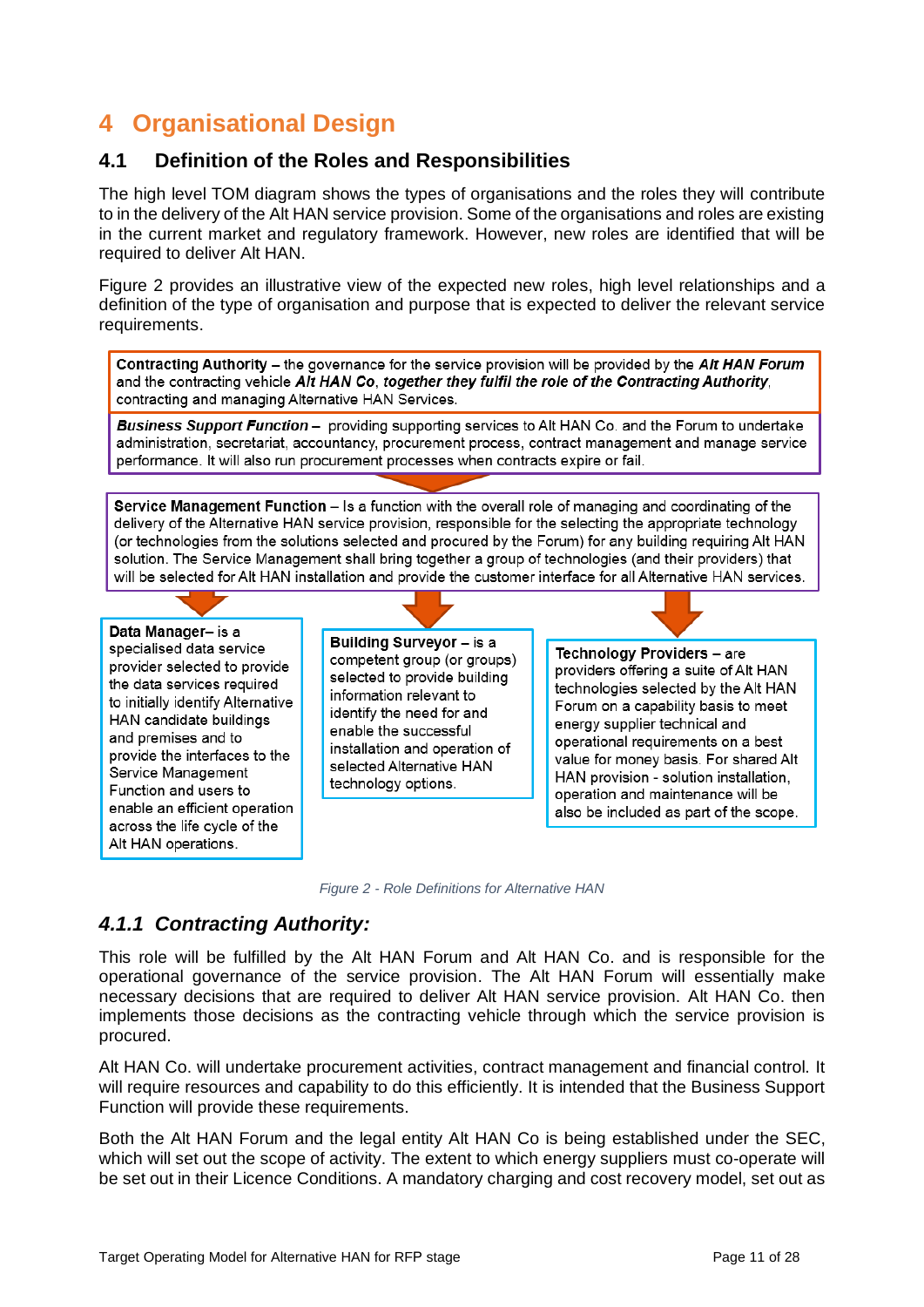# 4 Organisational Design

## 4.1 Definition of the Roles and Responsibilities

The high level TOM diagram shows the types of organisations and the roles they will contribute to in the delivery of the Alt HAN service provision. Some of the organisations and roles are existing in the current market and regulatory framework. However, new roles are identified that will be required to deliver Alt HAN.

Figure 2 provides an illustrative view of the expected new roles, high level relationships and a definition of the type of organisation and purpose that is expected to deliver the relevant service requirements.

**Contracting Authority** – the governance for the service provision will be provided by the ***Alt HAN Forum*** and the contracting vehicle ***Alt HAN Co**, together they fulfil the role of the Contracting Authority*, contracting and managing Alternative HAN Services.

***Business Support Function*** – providing supporting services to Alt HAN Co. and the Forum to undertake administration, secretariat, accountancy, procurement process, contract management and manage service performance. It will also run procurement processes when contracts expire or fail.

**Service Management Function** – Is a function with the overall role of managing and coordinating of the delivery of the Alternative HAN service provision, responsible for the selecting the appropriate technology (or technologies from the solutions selected and procured by the Forum) for any building requiring Alt HAN solution. The Service Management shall bring together a group of technologies (and their providers) that will be selected for Alt HAN installation and provide the customer interface for all Alternative HAN services.

**Data Manager**– is a specialised data service provider selected to provide the data services required to initially identify Alternative HAN candidate buildings and premises and to provide the interfaces to the Service Management Function and users to enable an efficient operation across the life cycle of the Alt HAN operations.

**Building Surveyor** – is a competent group (or groups) selected to provide building information relevant to identify the need for and enable the successful installation and operation of selected Alternative HAN technology options.

**Technology Providers** – are providers offering a suite of Alt HAN technologies selected by the Alt HAN Forum on a capability basis to meet energy supplier technical and operational requirements on a best value for money basis. For shared Alt HAN provision - solution installation, operation and maintenance will be also be included as part of the scope.

*Figure 2 - Role Definitions for Alternative HAN*

### *4.1.1 Contracting Authority:*

This role will be fulfilled by the Alt HAN Forum and Alt HAN Co. and is responsible for the operational governance of the service provision. The Alt HAN Forum will essentially make necessary decisions that are required to deliver Alt HAN service provision. Alt HAN Co. then implements those decisions as the contracting vehicle through which the service provision is procured.

Alt HAN Co. will undertake procurement activities, contract management and financial control. It will require resources and capability to do this efficiently. It is intended that the Business Support Function will provide these requirements.

Both the Alt HAN Forum and the legal entity Alt HAN Co is being established under the SEC, which will set out the scope of activity. The extent to which energy suppliers must co-operate will be set out in their Licence Conditions. A mandatory charging and cost recovery model, set out as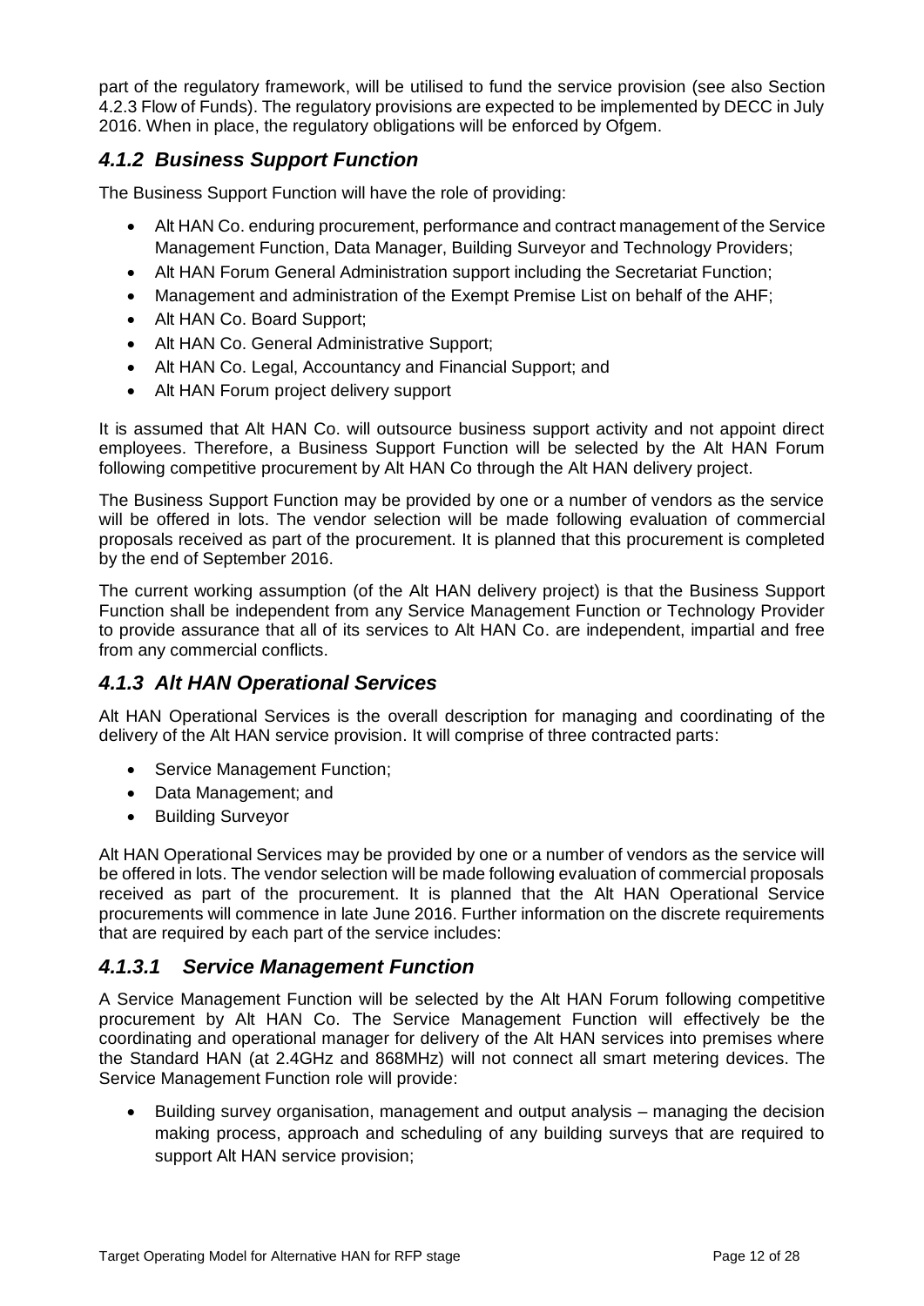part of the regulatory framework, will be utilised to fund the service provision (see also Section 4.2.3 Flow of Funds). The regulatory provisions are expected to be implemented by DECC in July 2016. When in place, the regulatory obligations will be enforced by Ofgem.

### *4.1.2 Business Support Function*

The Business Support Function will have the role of providing:

- Alt HAN Co. enduring procurement, performance and contract management of the Service Management Function, Data Manager, Building Surveyor and Technology Providers;
- Alt HAN Forum General Administration support including the Secretariat Function;
- Management and administration of the Exempt Premise List on behalf of the AHF;
- Alt HAN Co. Board Support;
- Alt HAN Co. General Administrative Support;
- Alt HAN Co. Legal, Accountancy and Financial Support; and
- Alt HAN Forum project delivery support

It is assumed that Alt HAN Co. will outsource business support activity and not appoint direct employees. Therefore, a Business Support Function will be selected by the Alt HAN Forum following competitive procurement by Alt HAN Co through the Alt HAN delivery project.

The Business Support Function may be provided by one or a number of vendors as the service will be offered in lots. The vendor selection will be made following evaluation of commercial proposals received as part of the procurement. It is planned that this procurement is completed by the end of September 2016.

The current working assumption (of the Alt HAN delivery project) is that the Business Support Function shall be independent from any Service Management Function or Technology Provider to provide assurance that all of its services to Alt HAN Co. are independent, impartial and free from any commercial conflicts.

### *4.1.3 Alt HAN Operational Services*

Alt HAN Operational Services is the overall description for managing and coordinating of the delivery of the Alt HAN service provision. It will comprise of three contracted parts:

- Service Management Function;
- Data Management; and
- Building Surveyor

Alt HAN Operational Services may be provided by one or a number of vendors as the service will be offered in lots. The vendor selection will be made following evaluation of commercial proposals received as part of the procurement. It is planned that the Alt HAN Operational Service procurements will commence in late June 2016. Further information on the discrete requirements that are required by each part of the service includes:

#### *4.1.3.1 Service Management Function*

A Service Management Function will be selected by the Alt HAN Forum following competitive procurement by Alt HAN Co. The Service Management Function will effectively be the coordinating and operational manager for delivery of the Alt HAN services into premises where the Standard HAN (at 2.4GHz and 868MHz) will not connect all smart metering devices. The Service Management Function role will provide:

- Building survey organisation, management and output analysis – managing the decision making process, approach and scheduling of any building surveys that are required to support Alt HAN service provision;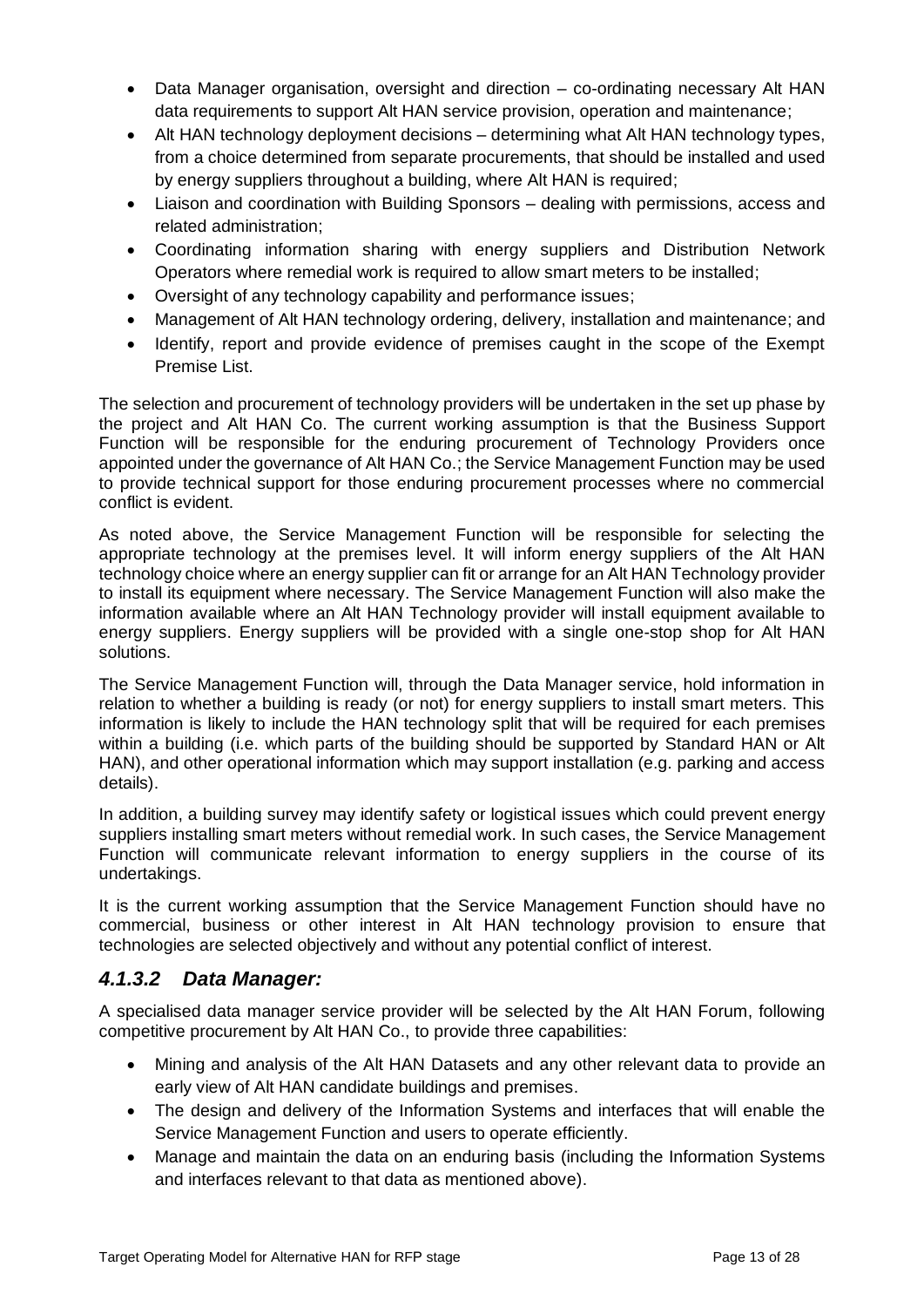- Data Manager organisation, oversight and direction – co-ordinating necessary Alt HAN data requirements to support Alt HAN service provision, operation and maintenance;
- Alt HAN technology deployment decisions – determining what Alt HAN technology types, from a choice determined from separate procurements, that should be installed and used by energy suppliers throughout a building, where Alt HAN is required;
- Liaison and coordination with Building Sponsors – dealing with permissions, access and related administration;
- Coordinating information sharing with energy suppliers and Distribution Network Operators where remedial work is required to allow smart meters to be installed;
- Oversight of any technology capability and performance issues;
- Management of Alt HAN technology ordering, delivery, installation and maintenance; and
- Identify, report and provide evidence of premises caught in the scope of the Exempt Premise List.

The selection and procurement of technology providers will be undertaken in the set up phase by the project and Alt HAN Co. The current working assumption is that the Business Support Function will be responsible for the enduring procurement of Technology Providers once appointed under the governance of Alt HAN Co.; the Service Management Function may be used to provide technical support for those enduring procurement processes where no commercial conflict is evident.

As noted above, the Service Management Function will be responsible for selecting the appropriate technology at the premises level. It will inform energy suppliers of the Alt HAN technology choice where an energy supplier can fit or arrange for an Alt HAN Technology provider to install its equipment where necessary. The Service Management Function will also make the information available where an Alt HAN Technology provider will install equipment available to energy suppliers. Energy suppliers will be provided with a single one-stop shop for Alt HAN solutions.

The Service Management Function will, through the Data Manager service, hold information in relation to whether a building is ready (or not) for energy suppliers to install smart meters. This information is likely to include the HAN technology split that will be required for each premises within a building (i.e. which parts of the building should be supported by Standard HAN or Alt HAN), and other operational information which may support installation (e.g. parking and access details).

In addition, a building survey may identify safety or logistical issues which could prevent energy suppliers installing smart meters without remedial work. In such cases, the Service Management Function will communicate relevant information to energy suppliers in the course of its undertakings.

It is the current working assumption that the Service Management Function should have no commercial, business or other interest in Alt HAN technology provision to ensure that technologies are selected objectively and without any potential conflict of interest.

#### *4.1.3.2 Data Manager:*

A specialised data manager service provider will be selected by the Alt HAN Forum, following competitive procurement by Alt HAN Co., to provide three capabilities:

- Mining and analysis of the Alt HAN Datasets and any other relevant data to provide an early view of Alt HAN candidate buildings and premises.
- The design and delivery of the Information Systems and interfaces that will enable the Service Management Function and users to operate efficiently.
- Manage and maintain the data on an enduring basis (including the Information Systems and interfaces relevant to that data as mentioned above).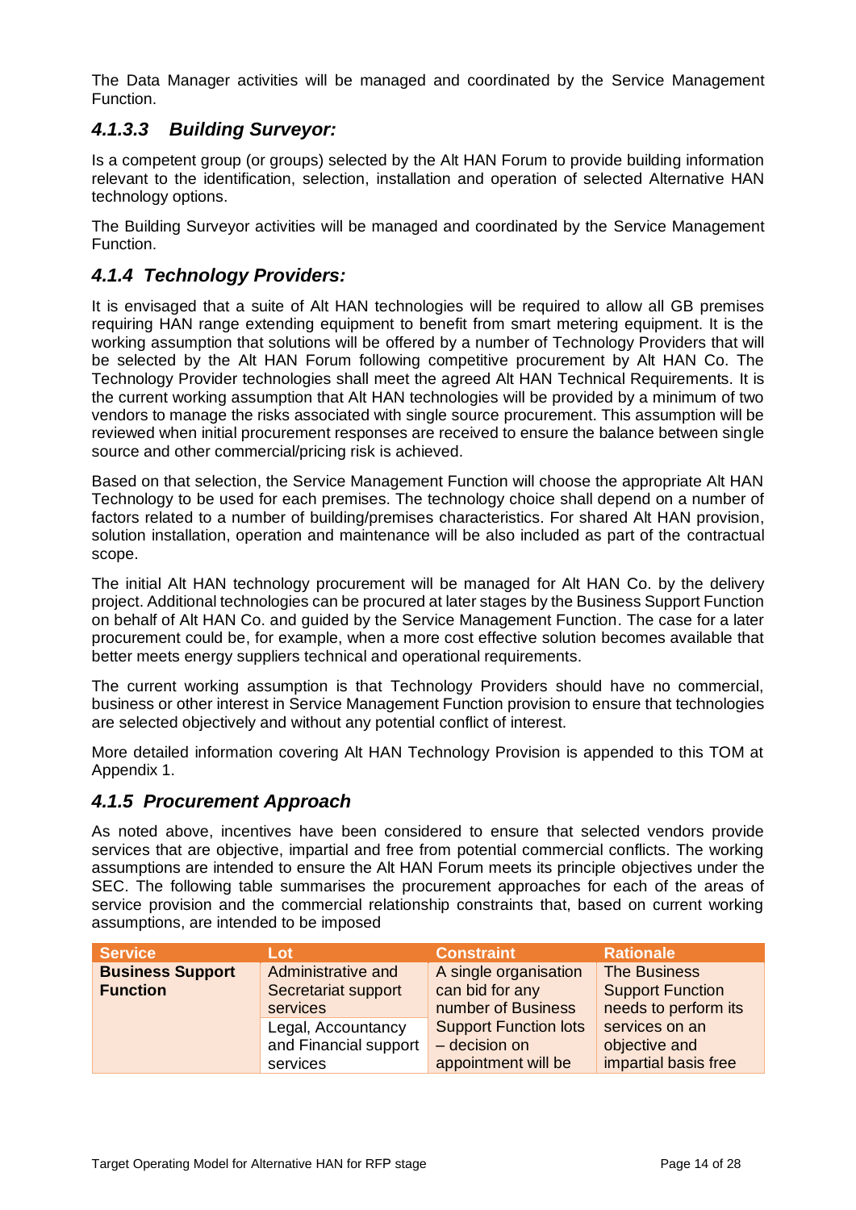The Data Manager activities will be managed and coordinated by the Service Management Function.

#### *4.1.3.3 Building Surveyor:*

Is a competent group (or groups) selected by the Alt HAN Forum to provide building information relevant to the identification, selection, installation and operation of selected Alternative HAN technology options.

The Building Surveyor activities will be managed and coordinated by the Service Management Function.

### *4.1.4 Technology Providers:*

It is envisaged that a suite of Alt HAN technologies will be required to allow all GB premises requiring HAN range extending equipment to benefit from smart metering equipment. It is the working assumption that solutions will be offered by a number of Technology Providers that will be selected by the Alt HAN Forum following competitive procurement by Alt HAN Co. The Technology Provider technologies shall meet the agreed Alt HAN Technical Requirements. It is the current working assumption that Alt HAN technologies will be provided by a minimum of two vendors to manage the risks associated with single source procurement. This assumption will be reviewed when initial procurement responses are received to ensure the balance between single source and other commercial/pricing risk is achieved.

Based on that selection, the Service Management Function will choose the appropriate Alt HAN Technology to be used for each premises. The technology choice shall depend on a number of factors related to a number of building/premises characteristics. For shared Alt HAN provision, solution installation, operation and maintenance will be also included as part of the contractual scope.

The initial Alt HAN technology procurement will be managed for Alt HAN Co. by the delivery project. Additional technologies can be procured at later stages by the Business Support Function on behalf of Alt HAN Co. and guided by the Service Management Function. The case for a later procurement could be, for example, when a more cost effective solution becomes available that better meets energy suppliers technical and operational requirements.

The current working assumption is that Technology Providers should have no commercial, business or other interest in Service Management Function provision to ensure that technologies are selected objectively and without any potential conflict of interest.

More detailed information covering Alt HAN Technology Provision is appended to this TOM at Appendix 1.

### *4.1.5 Procurement Approach*

As noted above, incentives have been considered to ensure that selected vendors provide services that are objective, impartial and free from potential commercial conflicts. The working assumptions are intended to ensure the Alt HAN Forum meets its principle objectives under the SEC. The following table summarises the procurement approaches for each of the areas of service provision and the commercial relationship constraints that, based on current working assumptions, are intended to be imposed

| Service | Lot | Constraint | Rationale |
|---|---|---|---|
| **Business Support Function** | Administrative and Secretariat support services | A single organisation can bid for any number of Business Support Function lots – decision on appointment will be | The Business Support Function needs to perform its services on an objective and impartial basis free |
| | Legal, Accountancy and Financial support services | | |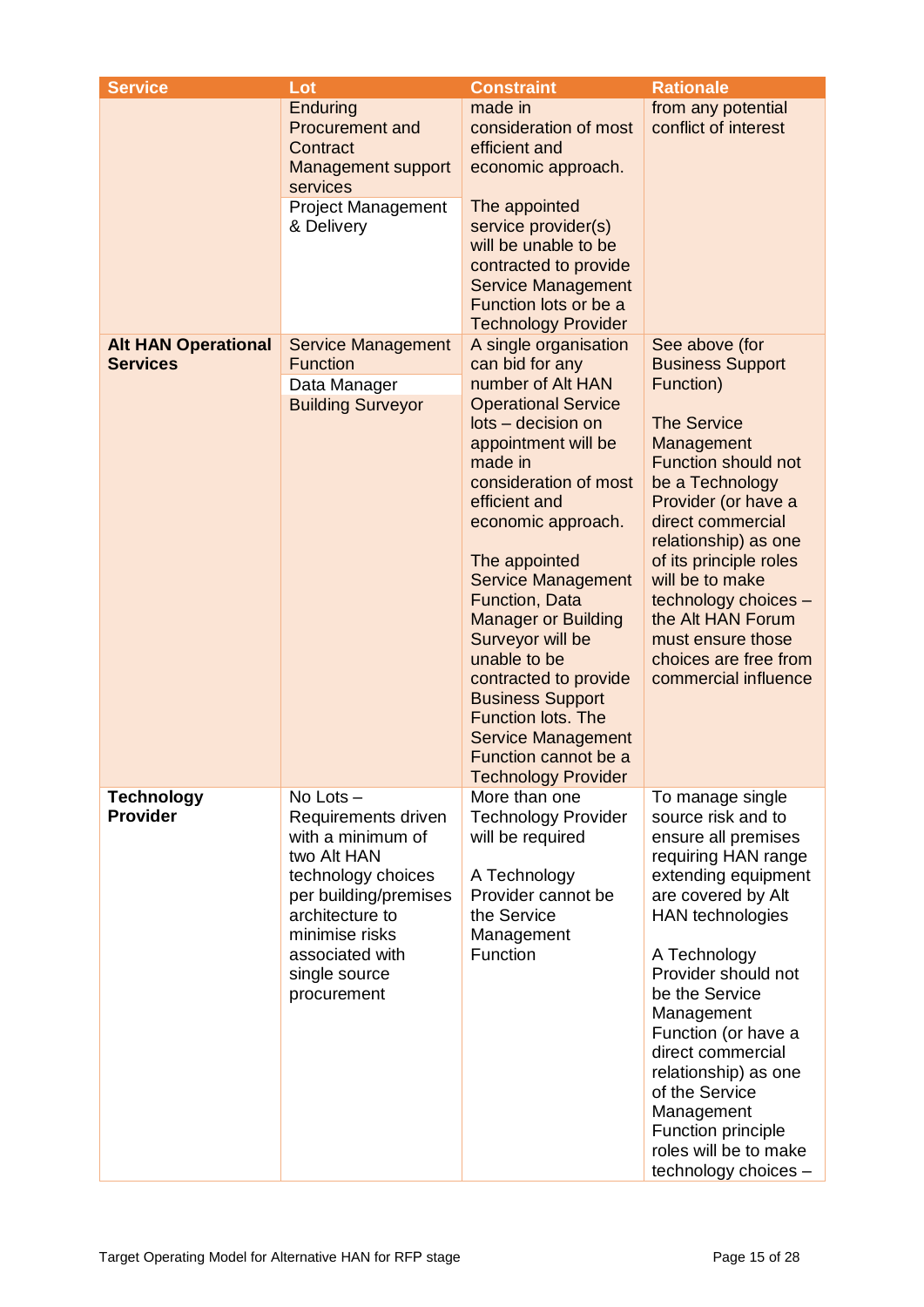| Service | Lot | Constraint | Rationale |
|---|---|---|---|
| | Enduring Procurement and Contract Management support services<br>Project Management & Delivery | made in consideration of most efficient and economic approach.<br><br>The appointed service provider(s) will be unable to be contracted to provide Service Management Function lots or be a Technology Provider | from any potential conflict of interest |
| **Alt HAN Operational Services** | Service Management Function<br>Data Manager<br>Building Surveyor | A single organisation can bid for any number of Alt HAN Operational Service lots – decision on appointment will be made in consideration of most efficient and economic approach.<br><br>The appointed Service Management Function, Data Manager or Building Surveyor will be unable to be contracted to provide Business Support Function lots. The Service Management Function cannot be a Technology Provider | See above (for Business Support Function)<br><br>The Service Management Function should not be a Technology Provider (or have a direct commercial relationship) as one of its principle roles will be to make technology choices – the Alt HAN Forum must ensure those choices are free from commercial influence |
| **Technology Provider** | No Lots – Requirements driven with a minimum of two Alt HAN technology choices per building/premises architecture to minimise risks associated with single source procurement | More than one Technology Provider will be required<br><br>A Technology Provider cannot be the Service Management Function | To manage single source risk and to ensure all premises requiring HAN range extending equipment are covered by Alt HAN technologies<br><br>A Technology Provider should not be the Service Management Function (or have a direct commercial relationship) as one of the Service Management Function principle roles will be to make technology choices – |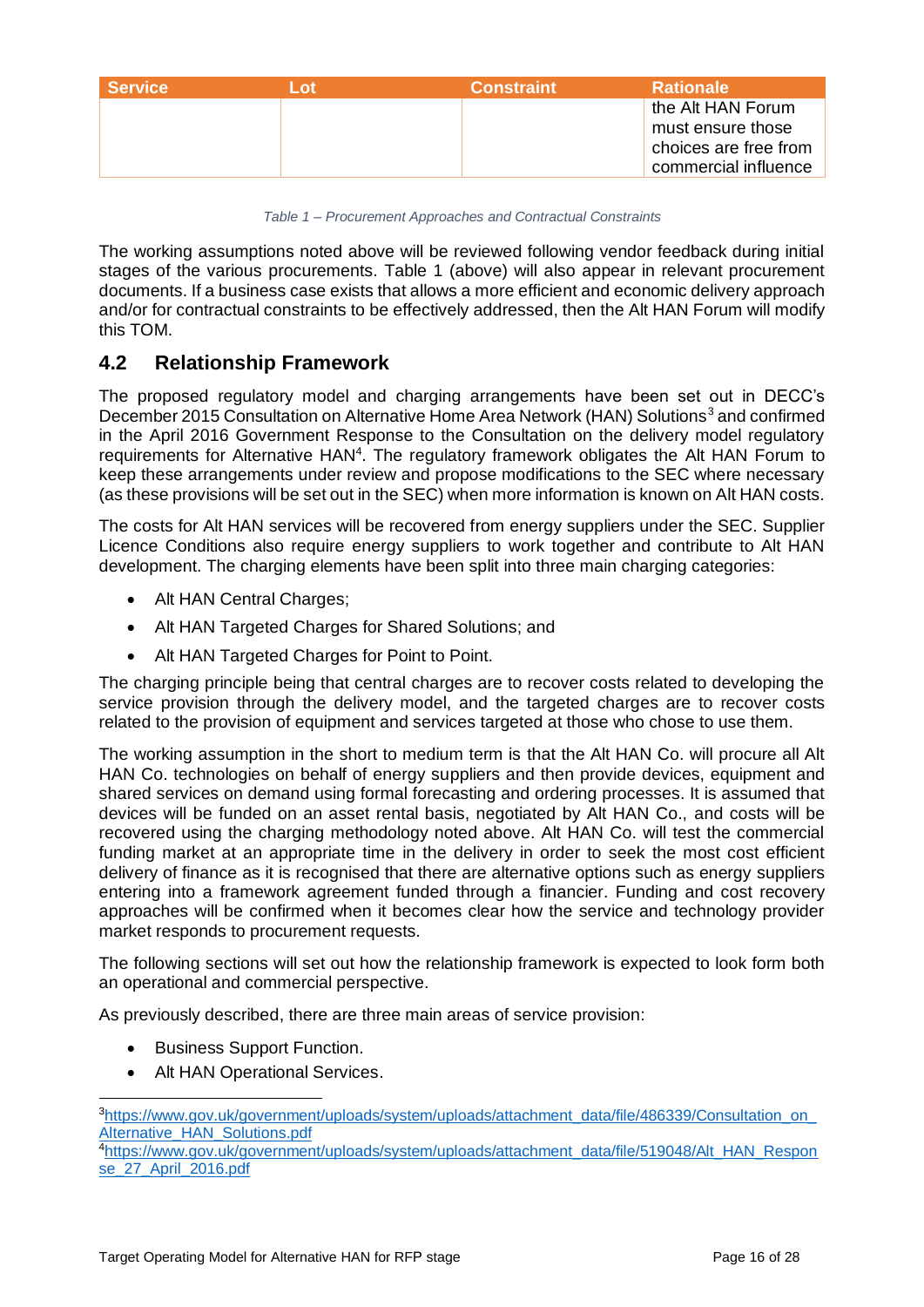| Service | Lot | Constraint | Rationale |
|---|---|---|---|
| | | | the Alt HAN Forum must ensure those choices are free from commercial influence |

*Table 1 – Procurement Approaches and Contractual Constraints*

The working assumptions noted above will be reviewed following vendor feedback during initial stages of the various procurements. Table 1 (above) will also appear in relevant procurement documents. If a business case exists that allows a more efficient and economic delivery approach and/or for contractual constraints to be effectively addressed, then the Alt HAN Forum will modify this TOM.

## 4.2 Relationship Framework

The proposed regulatory model and charging arrangements have been set out in DECC's December 2015 Consultation on Alternative Home Area Network (HAN) Solutions[3] and confirmed in the April 2016 Government Response to the Consultation on the delivery model regulatory requirements for Alternative HAN[4]. The regulatory framework obligates the Alt HAN Forum to keep these arrangements under review and propose modifications to the SEC where necessary (as these provisions will be set out in the SEC) when more information is known on Alt HAN costs.

The costs for Alt HAN services will be recovered from energy suppliers under the SEC. Supplier Licence Conditions also require energy suppliers to work together and contribute to Alt HAN development. The charging elements have been split into three main charging categories:

- Alt HAN Central Charges;
- Alt HAN Targeted Charges for Shared Solutions; and
- Alt HAN Targeted Charges for Point to Point.

The charging principle being that central charges are to recover costs related to developing the service provision through the delivery model, and the targeted charges are to recover costs related to the provision of equipment and services targeted at those who chose to use them.

The working assumption in the short to medium term is that the Alt HAN Co. will procure all Alt HAN Co. technologies on behalf of energy suppliers and then provide devices, equipment and shared services on demand using formal forecasting and ordering processes. It is assumed that devices will be funded on an asset rental basis, negotiated by Alt HAN Co., and costs will be recovered using the charging methodology noted above. Alt HAN Co. will test the commercial funding market at an appropriate time in the delivery in order to seek the most cost efficient delivery of finance as it is recognised that there are alternative options such as energy suppliers entering into a framework agreement funded through a financier. Funding and cost recovery approaches will be confirmed when it becomes clear how the service and technology provider market responds to procurement requests.

The following sections will set out how the relationship framework is expected to look form both an operational and commercial perspective.

As previously described, there are three main areas of service provision:

- Business Support Function.
- Alt HAN Operational Services.

[3] https://www.gov.uk/government/uploads/system/uploads/attachment_data/file/486339/Consultation_on_Alternative_HAN_Solutions.pdf

[4] https://www.gov.uk/government/uploads/system/uploads/attachment_data/file/519048/Alt_HAN_Response_27_April_2016.pdf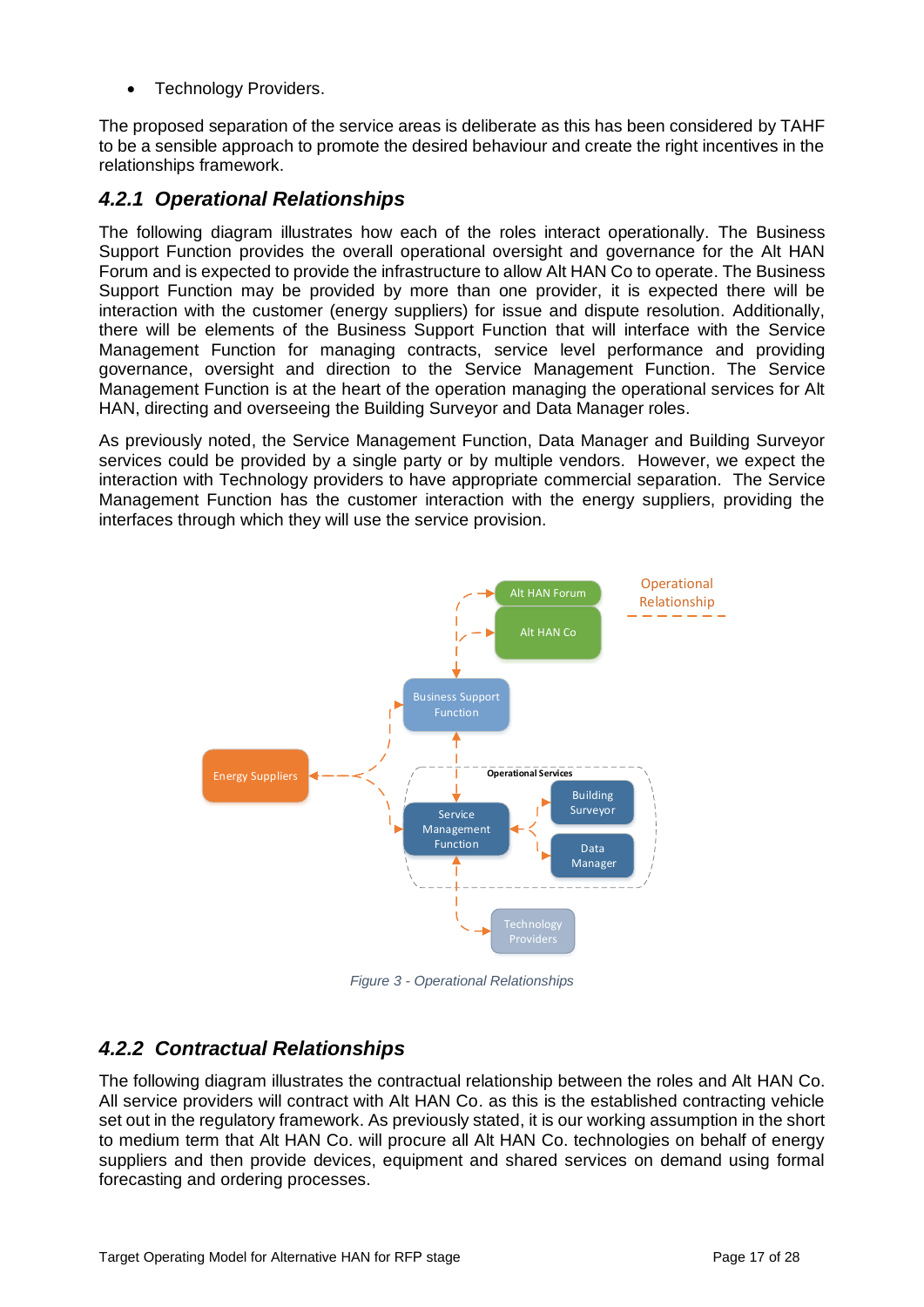- Technology Providers.

The proposed separation of the service areas is deliberate as this has been considered by TAHF to be a sensible approach to promote the desired behaviour and create the right incentives in the relationships framework.

### *4.2.1 Operational Relationships*

The following diagram illustrates how each of the roles interact operationally. The Business Support Function provides the overall operational oversight and governance for the Alt HAN Forum and is expected to provide the infrastructure to allow Alt HAN Co to operate. The Business Support Function may be provided by more than one provider, it is expected there will be interaction with the customer (energy suppliers) for issue and dispute resolution. Additionally, there will be elements of the Business Support Function that will interface with the Service Management Function for managing contracts, service level performance and providing governance, oversight and direction to the Service Management Function. The Service Management Function is at the heart of the operation managing the operational services for Alt HAN, directing and overseeing the Building Surveyor and Data Manager roles.

As previously noted, the Service Management Function, Data Manager and Building Surveyor services could be provided by a single party or by multiple vendors. However, we expect the interaction with Technology providers to have appropriate commercial separation. The Service Management Function has the customer interaction with the energy suppliers, providing the interfaces through which they will use the service provision.

Operational Relationship

Alt HAN Forum

Alt HAN Co

Business Support Function

Energy Suppliers

Operational Services

Service Management Function

Building Surveyor

Data Manager

Technology Providers

*Figure 3 - Operational Relationships*

### *4.2.2 Contractual Relationships*

The following diagram illustrates the contractual relationship between the roles and Alt HAN Co. All service providers will contract with Alt HAN Co. as this is the established contracting vehicle set out in the regulatory framework. As previously stated, it is our working assumption in the short to medium term that Alt HAN Co. will procure all Alt HAN Co. technologies on behalf of energy suppliers and then provide devices, equipment and shared services on demand using formal forecasting and ordering processes.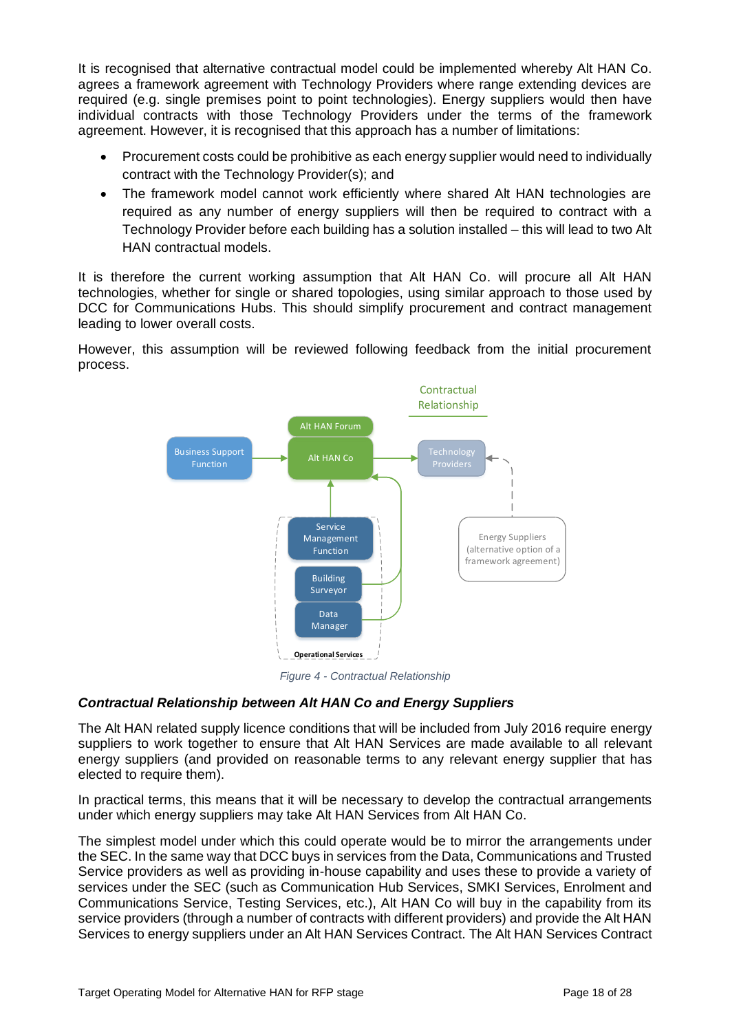It is recognised that alternative contractual model could be implemented whereby Alt HAN Co. agrees a framework agreement with Technology Providers where range extending devices are required (e.g. single premises point to point technologies). Energy suppliers would then have individual contracts with those Technology Providers under the terms of the framework agreement. However, it is recognised that this approach has a number of limitations:

- Procurement costs could be prohibitive as each energy supplier would need to individually contract with the Technology Provider(s); and
- The framework model cannot work efficiently where shared Alt HAN technologies are required as any number of energy suppliers will then be required to contract with a Technology Provider before each building has a solution installed – this will lead to two Alt HAN contractual models.

It is therefore the current working assumption that Alt HAN Co. will procure all Alt HAN technologies, whether for single or shared topologies, using similar approach to those used by DCC for Communications Hubs. This should simplify procurement and contract management leading to lower overall costs.

However, this assumption will be reviewed following feedback from the initial procurement process.

Contractual Relationship

Alt HAN Forum

Business Support Function

Alt HAN Co

Technology Providers

Service Management Function

Building Surveyor

Data Manager

Operational Services

Energy Suppliers (alternative option of a framework agreement)

*Figure 4 - Contractual Relationship*

### *Contractual Relationship between Alt HAN Co and Energy Suppliers*

The Alt HAN related supply licence conditions that will be included from July 2016 require energy suppliers to work together to ensure that Alt HAN Services are made available to all relevant energy suppliers (and provided on reasonable terms to any relevant energy supplier that has elected to require them).

In practical terms, this means that it will be necessary to develop the contractual arrangements under which energy suppliers may take Alt HAN Services from Alt HAN Co.

The simplest model under which this could operate would be to mirror the arrangements under the SEC. In the same way that DCC buys in services from the Data, Communications and Trusted Service providers as well as providing in-house capability and uses these to provide a variety of services under the SEC (such as Communication Hub Services, SMKI Services, Enrolment and Communications Service, Testing Services, etc.), Alt HAN Co will buy in the capability from its service providers (through a number of contracts with different providers) and provide the Alt HAN Services to energy suppliers under an Alt HAN Services Contract. The Alt HAN Services Contract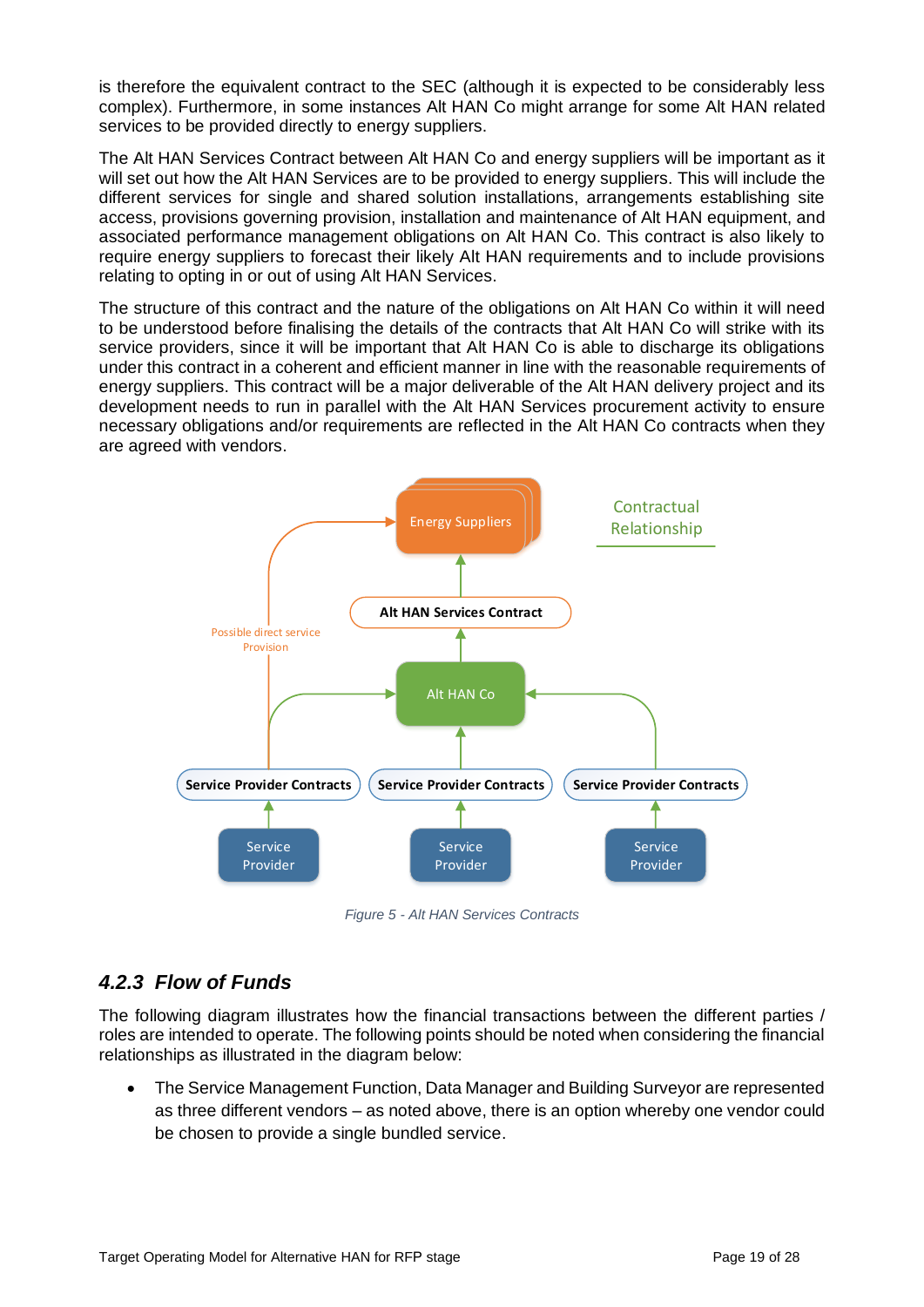is therefore the equivalent contract to the SEC (although it is expected to be considerably less complex). Furthermore, in some instances Alt HAN Co might arrange for some Alt HAN related services to be provided directly to energy suppliers.

The Alt HAN Services Contract between Alt HAN Co and energy suppliers will be important as it will set out how the Alt HAN Services are to be provided to energy suppliers. This will include the different services for single and shared solution installations, arrangements establishing site access, provisions governing provision, installation and maintenance of Alt HAN equipment, and associated performance management obligations on Alt HAN Co. This contract is also likely to require energy suppliers to forecast their likely Alt HAN requirements and to include provisions relating to opting in or out of using Alt HAN Services.

The structure of this contract and the nature of the obligations on Alt HAN Co within it will need to be understood before finalising the details of the contracts that Alt HAN Co will strike with its service providers, since it will be important that Alt HAN Co is able to discharge its obligations under this contract in a coherent and efficient manner in line with the reasonable requirements of energy suppliers. This contract will be a major deliverable of the Alt HAN delivery project and its development needs to run in parallel with the Alt HAN Services procurement activity to ensure necessary obligations and/or requirements are reflected in the Alt HAN Co contracts when they are agreed with vendors.

Energy Suppliers
Contractual Relationship
Alt HAN Services Contract
Possible direct service Provision
Alt HAN Co
Service Provider Contracts
Service Provider Contracts
Service Provider Contracts
Service Provider
Service Provider
Service Provider

*Figure 5 - Alt HAN Services Contracts*

### *4.2.3 Flow of Funds*

The following diagram illustrates how the financial transactions between the different parties / roles are intended to operate. The following points should be noted when considering the financial relationships as illustrated in the diagram below:

- The Service Management Function, Data Manager and Building Surveyor are represented as three different vendors – as noted above, there is an option whereby one vendor could be chosen to provide a single bundled service.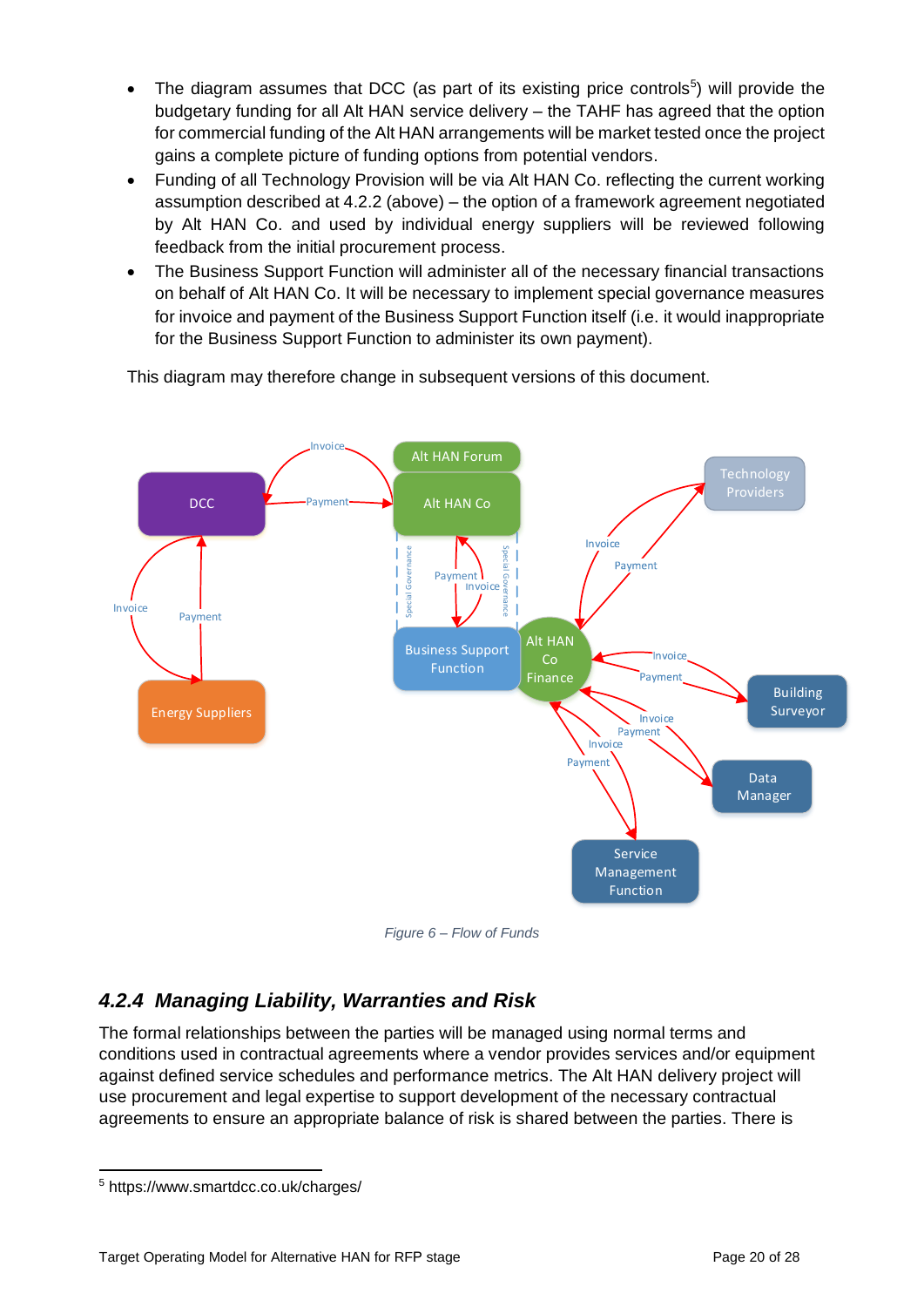- The diagram assumes that DCC (as part of its existing price controls[5]) will provide the budgetary funding for all Alt HAN service delivery – the TAHF has agreed that the option for commercial funding of the Alt HAN arrangements will be market tested once the project gains a complete picture of funding options from potential vendors.
- Funding of all Technology Provision will be via Alt HAN Co. reflecting the current working assumption described at 4.2.2 (above) – the option of a framework agreement negotiated by Alt HAN Co. and used by individual energy suppliers will be reviewed following feedback from the initial procurement process.
- The Business Support Function will administer all of the necessary financial transactions on behalf of Alt HAN Co. It will be necessary to implement special governance measures for invoice and payment of the Business Support Function itself (i.e. it would inappropriate for the Business Support Function to administer its own payment).

This diagram may therefore change in subsequent versions of this document.

*Figure 6 – Flow of Funds*

### 4.2.4 Managing Liability, Warranties and Risk

The formal relationships between the parties will be managed using normal terms and conditions used in contractual agreements where a vendor provides services and/or equipment against defined service schedules and performance metrics. The Alt HAN delivery project will use procurement and legal expertise to support development of the necessary contractual agreements to ensure an appropriate balance of risk is shared between the parties. There is

[5] https://www.smartdcc.co.uk/charges/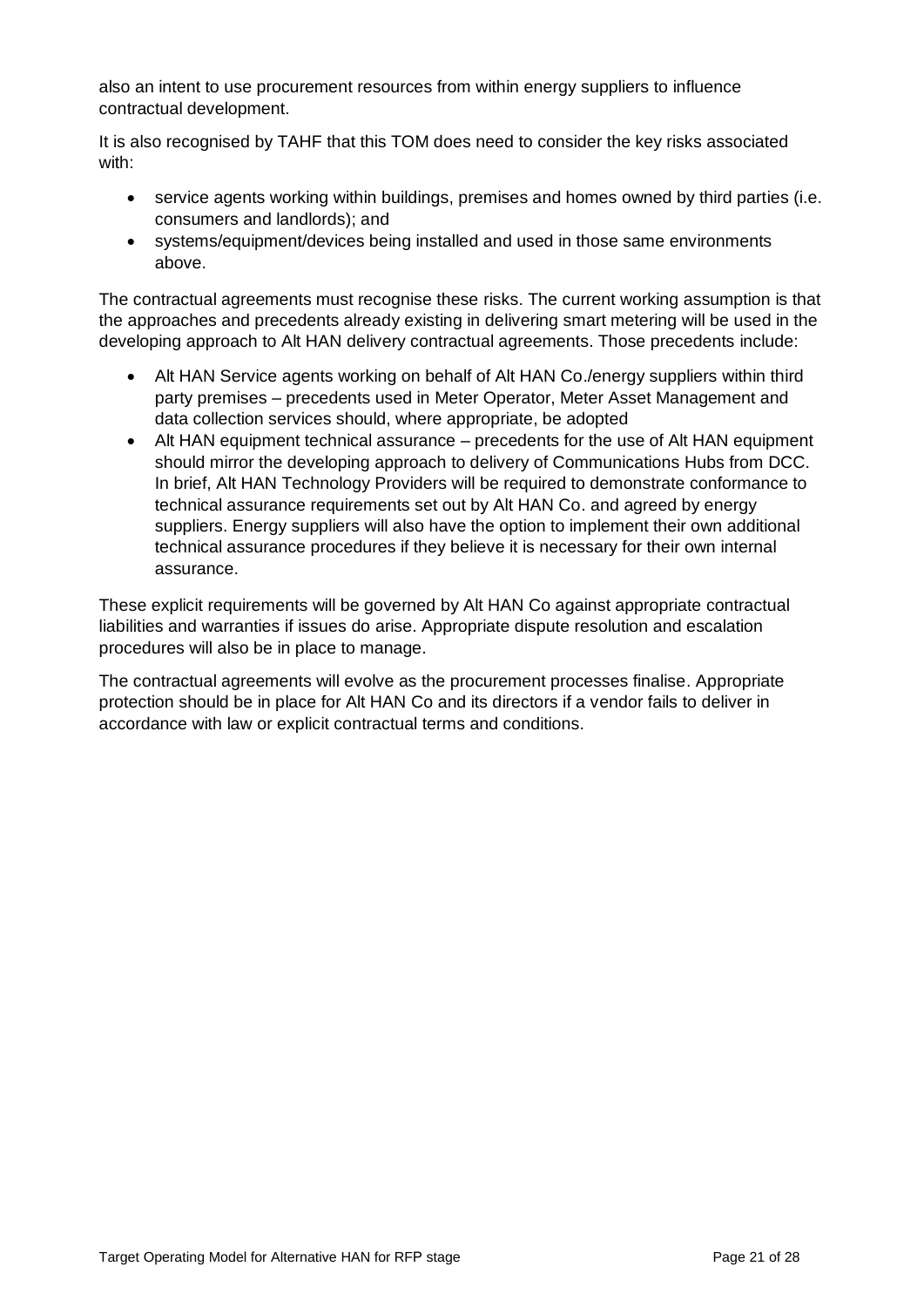also an intent to use procurement resources from within energy suppliers to influence contractual development.

It is also recognised by TAHF that this TOM does need to consider the key risks associated with:

- service agents working within buildings, premises and homes owned by third parties (i.e. consumers and landlords); and
- systems/equipment/devices being installed and used in those same environments above.

The contractual agreements must recognise these risks. The current working assumption is that the approaches and precedents already existing in delivering smart metering will be used in the developing approach to Alt HAN delivery contractual agreements. Those precedents include:

- Alt HAN Service agents working on behalf of Alt HAN Co./energy suppliers within third party premises – precedents used in Meter Operator, Meter Asset Management and data collection services should, where appropriate, be adopted
- Alt HAN equipment technical assurance – precedents for the use of Alt HAN equipment should mirror the developing approach to delivery of Communications Hubs from DCC. In brief, Alt HAN Technology Providers will be required to demonstrate conformance to technical assurance requirements set out by Alt HAN Co. and agreed by energy suppliers. Energy suppliers will also have the option to implement their own additional technical assurance procedures if they believe it is necessary for their own internal assurance.

These explicit requirements will be governed by Alt HAN Co against appropriate contractual liabilities and warranties if issues do arise. Appropriate dispute resolution and escalation procedures will also be in place to manage.

The contractual agreements will evolve as the procurement processes finalise. Appropriate protection should be in place for Alt HAN Co and its directors if a vendor fails to deliver in accordance with law or explicit contractual terms and conditions.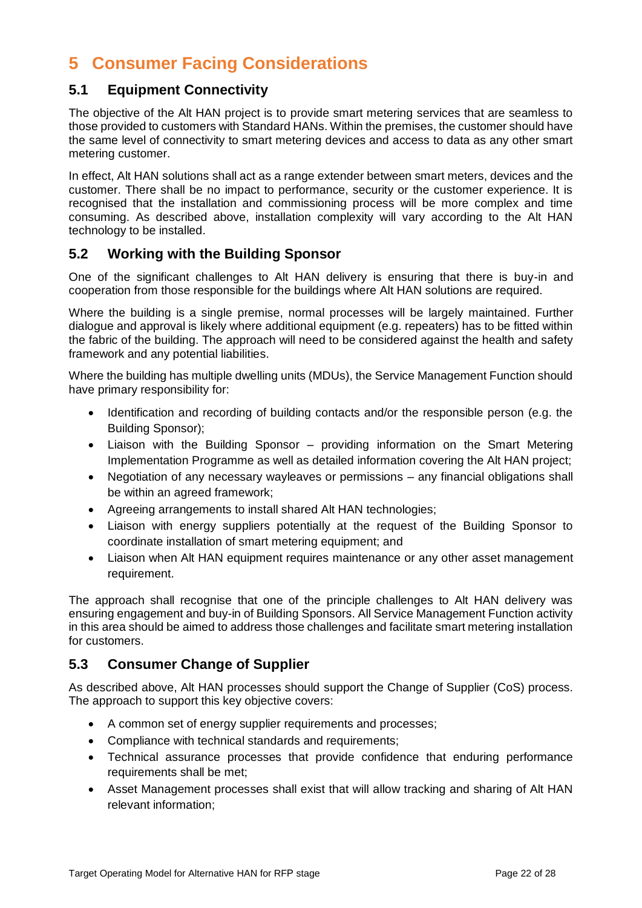# 5 Consumer Facing Considerations

## 5.1 Equipment Connectivity

The objective of the Alt HAN project is to provide smart metering services that are seamless to those provided to customers with Standard HANs. Within the premises, the customer should have the same level of connectivity to smart metering devices and access to data as any other smart metering customer.

In effect, Alt HAN solutions shall act as a range extender between smart meters, devices and the customer. There shall be no impact to performance, security or the customer experience. It is recognised that the installation and commissioning process will be more complex and time consuming. As described above, installation complexity will vary according to the Alt HAN technology to be installed.

## 5.2 Working with the Building Sponsor

One of the significant challenges to Alt HAN delivery is ensuring that there is buy-in and cooperation from those responsible for the buildings where Alt HAN solutions are required.

Where the building is a single premise, normal processes will be largely maintained. Further dialogue and approval is likely where additional equipment (e.g. repeaters) has to be fitted within the fabric of the building. The approach will need to be considered against the health and safety framework and any potential liabilities.

Where the building has multiple dwelling units (MDUs), the Service Management Function should have primary responsibility for:

- Identification and recording of building contacts and/or the responsible person (e.g. the Building Sponsor);
- Liaison with the Building Sponsor – providing information on the Smart Metering Implementation Programme as well as detailed information covering the Alt HAN project;
- Negotiation of any necessary wayleaves or permissions – any financial obligations shall be within an agreed framework;
- Agreeing arrangements to install shared Alt HAN technologies;
- Liaison with energy suppliers potentially at the request of the Building Sponsor to coordinate installation of smart metering equipment; and
- Liaison when Alt HAN equipment requires maintenance or any other asset management requirement.

The approach shall recognise that one of the principle challenges to Alt HAN delivery was ensuring engagement and buy-in of Building Sponsors. All Service Management Function activity in this area should be aimed to address those challenges and facilitate smart metering installation for customers.

## 5.3 Consumer Change of Supplier

As described above, Alt HAN processes should support the Change of Supplier (CoS) process. The approach to support this key objective covers:

- A common set of energy supplier requirements and processes;
- Compliance with technical standards and requirements;
- Technical assurance processes that provide confidence that enduring performance requirements shall be met;
- Asset Management processes shall exist that will allow tracking and sharing of Alt HAN relevant information;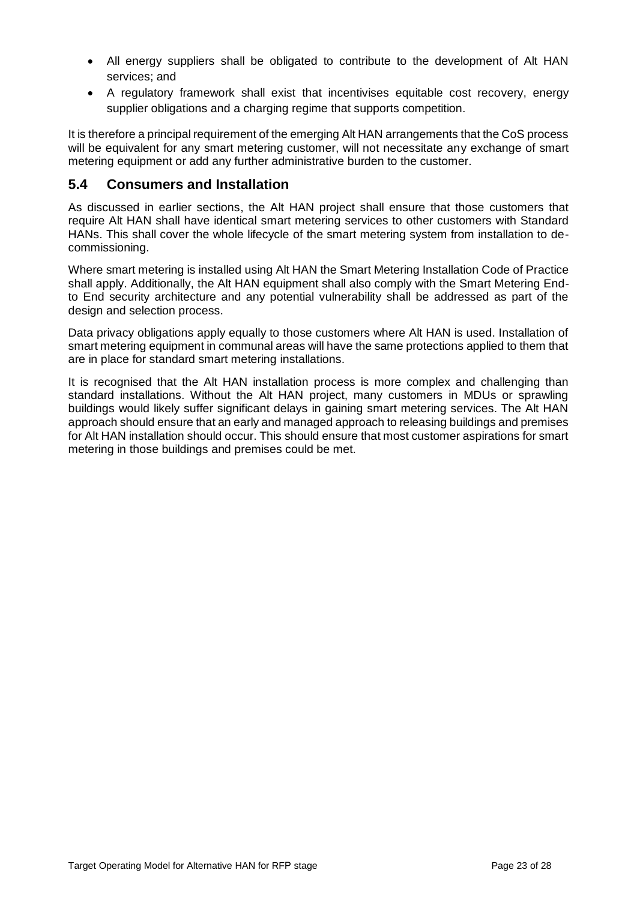- All energy suppliers shall be obligated to contribute to the development of Alt HAN services; and
- A regulatory framework shall exist that incentivises equitable cost recovery, energy supplier obligations and a charging regime that supports competition.

It is therefore a principal requirement of the emerging Alt HAN arrangements that the CoS process will be equivalent for any smart metering customer, will not necessitate any exchange of smart metering equipment or add any further administrative burden to the customer.

## 5.4 Consumers and Installation

As discussed in earlier sections, the Alt HAN project shall ensure that those customers that require Alt HAN shall have identical smart metering services to other customers with Standard HANs. This shall cover the whole lifecycle of the smart metering system from installation to de-commissioning.

Where smart metering is installed using Alt HAN the Smart Metering Installation Code of Practice shall apply. Additionally, the Alt HAN equipment shall also comply with the Smart Metering End-to End security architecture and any potential vulnerability shall be addressed as part of the design and selection process.

Data privacy obligations apply equally to those customers where Alt HAN is used. Installation of smart metering equipment in communal areas will have the same protections applied to them that are in place for standard smart metering installations.

It is recognised that the Alt HAN installation process is more complex and challenging than standard installations. Without the Alt HAN project, many customers in MDUs or sprawling buildings would likely suffer significant delays in gaining smart metering services. The Alt HAN approach should ensure that an early and managed approach to releasing buildings and premises for Alt HAN installation should occur. This should ensure that most customer aspirations for smart metering in those buildings and premises could be met.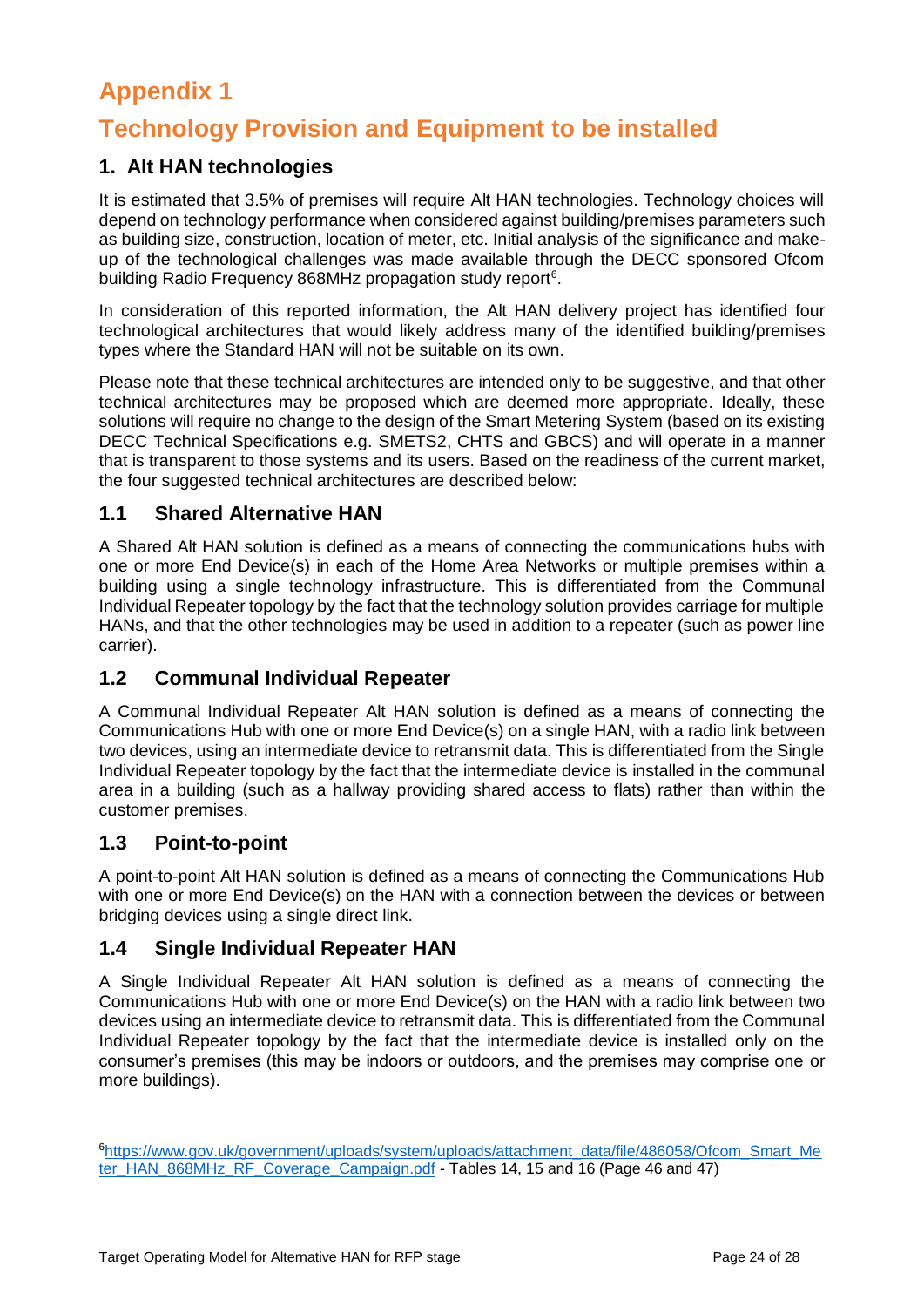# Appendix 1

# Technology Provision and Equipment to be installed

## 1. Alt HAN technologies

It is estimated that 3.5% of premises will require Alt HAN technologies. Technology choices will depend on technology performance when considered against building/premises parameters such as building size, construction, location of meter, etc. Initial analysis of the significance and make-up of the technological challenges was made available through the DECC sponsored Ofcom building Radio Frequency 868MHz propagation study report[6].

In consideration of this reported information, the Alt HAN delivery project has identified four technological architectures that would likely address many of the identified building/premises types where the Standard HAN will not be suitable on its own.

Please note that these technical architectures are intended only to be suggestive, and that other technical architectures may be proposed which are deemed more appropriate. Ideally, these solutions will require no change to the design of the Smart Metering System (based on its existing DECC Technical Specifications e.g. SMETS2, CHTS and GBCS) and will operate in a manner that is transparent to those systems and its users. Based on the readiness of the current market, the four suggested technical architectures are described below:

### 1.1 Shared Alternative HAN

A Shared Alt HAN solution is defined as a means of connecting the communications hubs with one or more End Device(s) in each of the Home Area Networks or multiple premises within a building using a single technology infrastructure. This is differentiated from the Communal Individual Repeater topology by the fact that the technology solution provides carriage for multiple HANs, and that the other technologies may be used in addition to a repeater (such as power line carrier).

### 1.2 Communal Individual Repeater

A Communal Individual Repeater Alt HAN solution is defined as a means of connecting the Communications Hub with one or more End Device(s) on a single HAN, with a radio link between two devices, using an intermediate device to retransmit data. This is differentiated from the Single Individual Repeater topology by the fact that the intermediate device is installed in the communal area in a building (such as a hallway providing shared access to flats) rather than within the customer premises.

### 1.3 Point-to-point

A point-to-point Alt HAN solution is defined as a means of connecting the Communications Hub with one or more End Device(s) on the HAN with a connection between the devices or between bridging devices using a single direct link.

### 1.4 Single Individual Repeater HAN

A Single Individual Repeater Alt HAN solution is defined as a means of connecting the Communications Hub with one or more End Device(s) on the HAN with a radio link between two devices using an intermediate device to retransmit data. This is differentiated from the Communal Individual Repeater topology by the fact that the intermediate device is installed only on the consumer's premises (this may be indoors or outdoors, and the premises may comprise one or more buildings).

---

[6] https://www.gov.uk/government/uploads/system/uploads/attachment_data/file/486058/Ofcom_Smart_Meter_HAN_868MHz_RF_Coverage_Campaign.pdf - Tables 14, 15 and 16 (Page 46 and 47)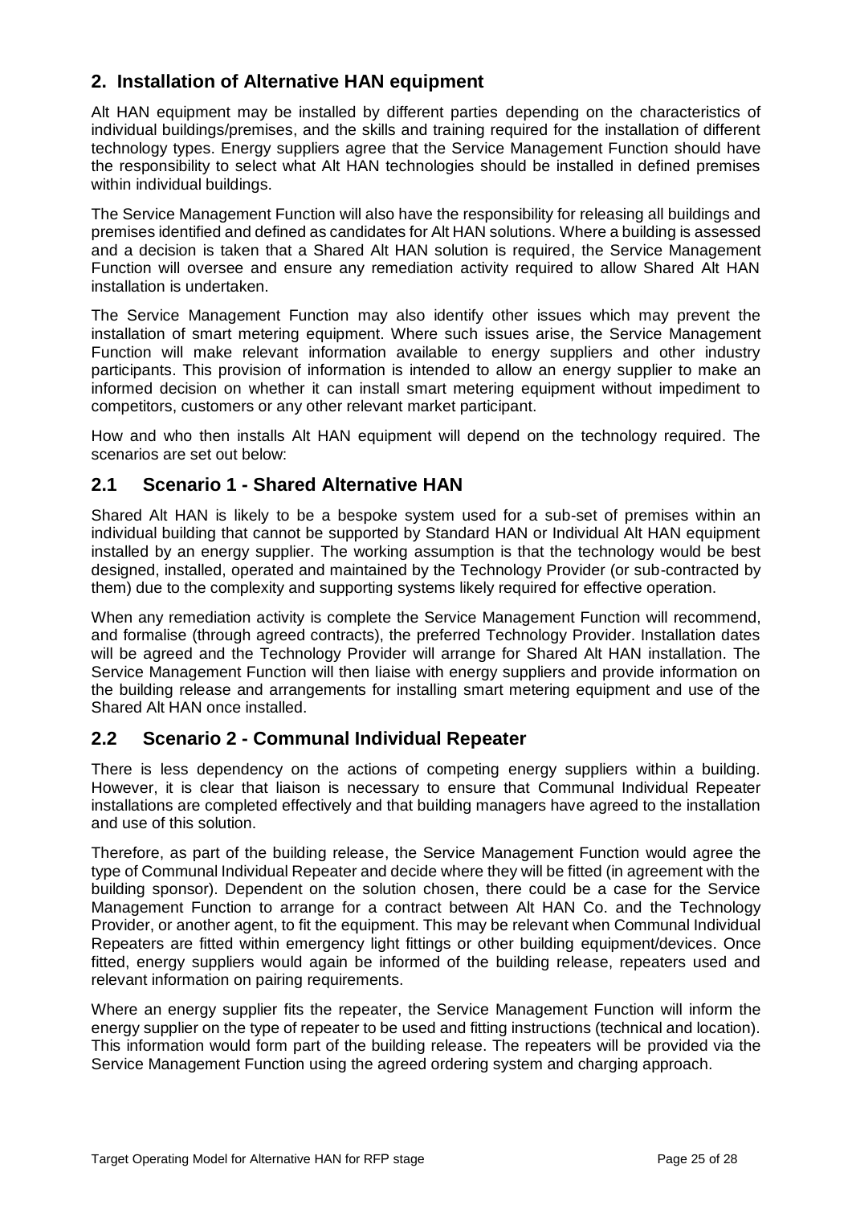## 2. Installation of Alternative HAN equipment

Alt HAN equipment may be installed by different parties depending on the characteristics of individual buildings/premises, and the skills and training required for the installation of different technology types. Energy suppliers agree that the Service Management Function should have the responsibility to select what Alt HAN technologies should be installed in defined premises within individual buildings.

The Service Management Function will also have the responsibility for releasing all buildings and premises identified and defined as candidates for Alt HAN solutions. Where a building is assessed and a decision is taken that a Shared Alt HAN solution is required, the Service Management Function will oversee and ensure any remediation activity required to allow Shared Alt HAN installation is undertaken.

The Service Management Function may also identify other issues which may prevent the installation of smart metering equipment. Where such issues arise, the Service Management Function will make relevant information available to energy suppliers and other industry participants. This provision of information is intended to allow an energy supplier to make an informed decision on whether it can install smart metering equipment without impediment to competitors, customers or any other relevant market participant.

How and who then installs Alt HAN equipment will depend on the technology required. The scenarios are set out below:

### 2.1 Scenario 1 - Shared Alternative HAN

Shared Alt HAN is likely to be a bespoke system used for a sub-set of premises within an individual building that cannot be supported by Standard HAN or Individual Alt HAN equipment installed by an energy supplier. The working assumption is that the technology would be best designed, installed, operated and maintained by the Technology Provider (or sub-contracted by them) due to the complexity and supporting systems likely required for effective operation.

When any remediation activity is complete the Service Management Function will recommend, and formalise (through agreed contracts), the preferred Technology Provider. Installation dates will be agreed and the Technology Provider will arrange for Shared Alt HAN installation. The Service Management Function will then liaise with energy suppliers and provide information on the building release and arrangements for installing smart metering equipment and use of the Shared Alt HAN once installed.

### 2.2 Scenario 2 - Communal Individual Repeater

There is less dependency on the actions of competing energy suppliers within a building. However, it is clear that liaison is necessary to ensure that Communal Individual Repeater installations are completed effectively and that building managers have agreed to the installation and use of this solution.

Therefore, as part of the building release, the Service Management Function would agree the type of Communal Individual Repeater and decide where they will be fitted (in agreement with the building sponsor). Dependent on the solution chosen, there could be a case for the Service Management Function to arrange for a contract between Alt HAN Co. and the Technology Provider, or another agent, to fit the equipment. This may be relevant when Communal Individual Repeaters are fitted within emergency light fittings or other building equipment/devices. Once fitted, energy suppliers would again be informed of the building release, repeaters used and relevant information on pairing requirements.

Where an energy supplier fits the repeater, the Service Management Function will inform the energy supplier on the type of repeater to be used and fitting instructions (technical and location). This information would form part of the building release. The repeaters will be provided via the Service Management Function using the agreed ordering system and charging approach.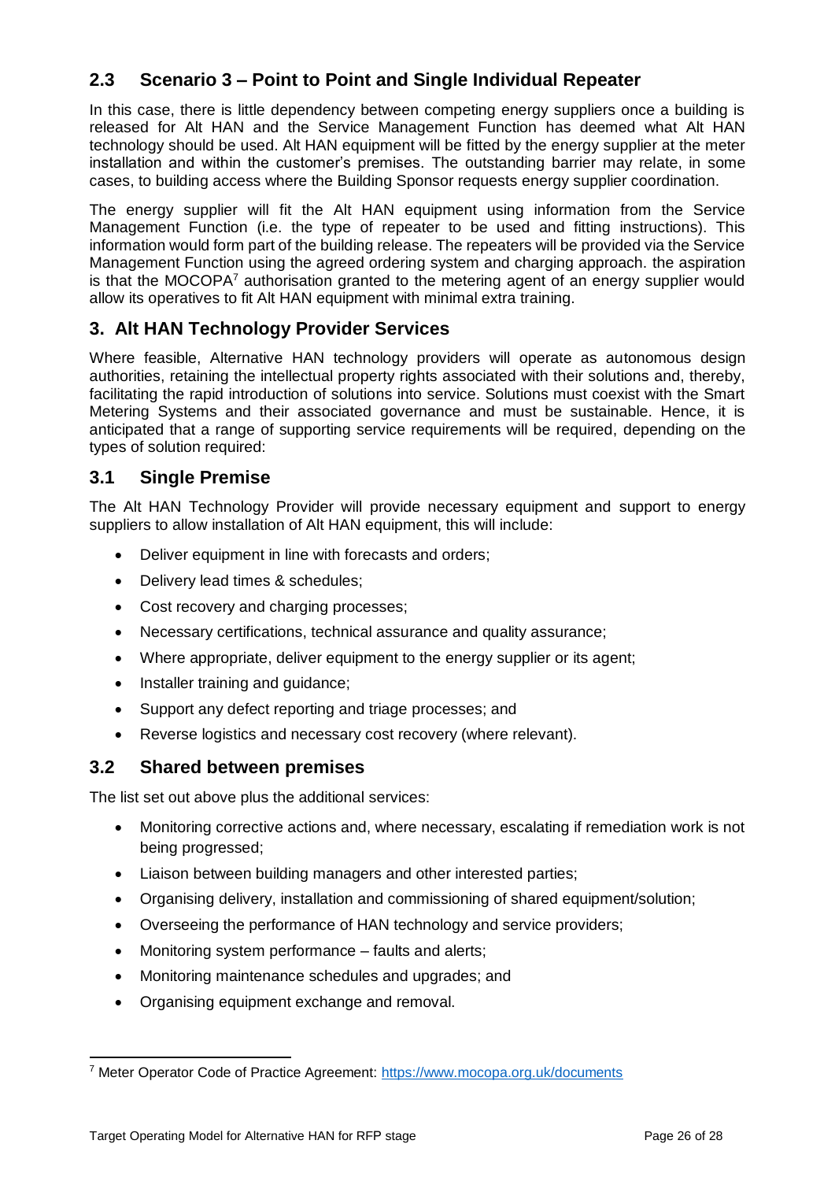## 2.3 Scenario 3 – Point to Point and Single Individual Repeater

In this case, there is little dependency between competing energy suppliers once a building is released for Alt HAN and the Service Management Function has deemed what Alt HAN technology should be used. Alt HAN equipment will be fitted by the energy supplier at the meter installation and within the customer's premises. The outstanding barrier may relate, in some cases, to building access where the Building Sponsor requests energy supplier coordination.

The energy supplier will fit the Alt HAN equipment using information from the Service Management Function (i.e. the type of repeater to be used and fitting instructions). This information would form part of the building release. The repeaters will be provided via the Service Management Function using the agreed ordering system and charging approach. the aspiration is that the MOCOPA[7] authorisation granted to the metering agent of an energy supplier would allow its operatives to fit Alt HAN equipment with minimal extra training.

# 3. Alt HAN Technology Provider Services

Where feasible, Alternative HAN technology providers will operate as autonomous design authorities, retaining the intellectual property rights associated with their solutions and, thereby, facilitating the rapid introduction of solutions into service. Solutions must coexist with the Smart Metering Systems and their associated governance and must be sustainable. Hence, it is anticipated that a range of supporting service requirements will be required, depending on the types of solution required:

## 3.1 Single Premise

The Alt HAN Technology Provider will provide necessary equipment and support to energy suppliers to allow installation of Alt HAN equipment, this will include:

- Deliver equipment in line with forecasts and orders;
- Delivery lead times & schedules;
- Cost recovery and charging processes;
- Necessary certifications, technical assurance and quality assurance;
- Where appropriate, deliver equipment to the energy supplier or its agent;
- Installer training and guidance;
- Support any defect reporting and triage processes; and
- Reverse logistics and necessary cost recovery (where relevant).

## 3.2 Shared between premises

The list set out above plus the additional services:

- Monitoring corrective actions and, where necessary, escalating if remediation work is not being progressed;
- Liaison between building managers and other interested parties;
- Organising delivery, installation and commissioning of shared equipment/solution;
- Overseeing the performance of HAN technology and service providers;
- Monitoring system performance – faults and alerts;
- Monitoring maintenance schedules and upgrades; and
- Organising equipment exchange and removal.

[7] Meter Operator Code of Practice Agreement: https://www.mocopa.org.uk/documents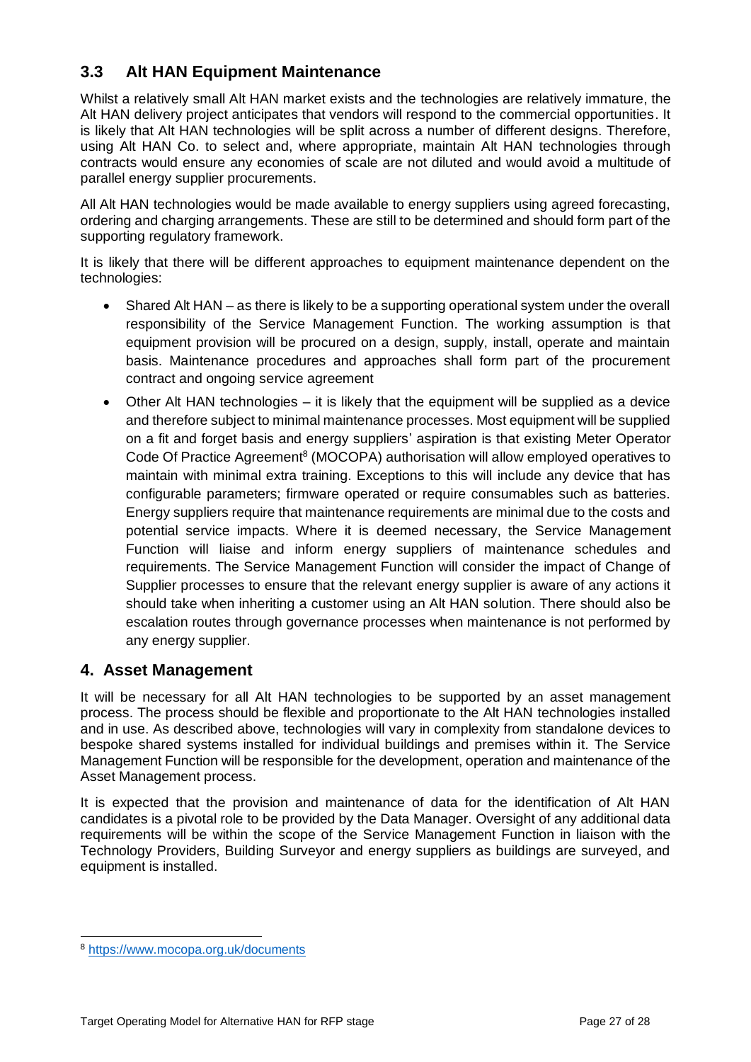## 3.3 Alt HAN Equipment Maintenance

Whilst a relatively small Alt HAN market exists and the technologies are relatively immature, the Alt HAN delivery project anticipates that vendors will respond to the commercial opportunities. It is likely that Alt HAN technologies will be split across a number of different designs. Therefore, using Alt HAN Co. to select and, where appropriate, maintain Alt HAN technologies through contracts would ensure any economies of scale are not diluted and would avoid a multitude of parallel energy supplier procurements.

All Alt HAN technologies would be made available to energy suppliers using agreed forecasting, ordering and charging arrangements. These are still to be determined and should form part of the supporting regulatory framework.

It is likely that there will be different approaches to equipment maintenance dependent on the technologies:

- Shared Alt HAN – as there is likely to be a supporting operational system under the overall responsibility of the Service Management Function. The working assumption is that equipment provision will be procured on a design, supply, install, operate and maintain basis. Maintenance procedures and approaches shall form part of the procurement contract and ongoing service agreement
- Other Alt HAN technologies – it is likely that the equipment will be supplied as a device and therefore subject to minimal maintenance processes. Most equipment will be supplied on a fit and forget basis and energy suppliers' aspiration is that existing Meter Operator Code Of Practice Agreement[8] (MOCOPA) authorisation will allow employed operatives to maintain with minimal extra training. Exceptions to this will include any device that has configurable parameters; firmware operated or require consumables such as batteries. Energy suppliers require that maintenance requirements are minimal due to the costs and potential service impacts. Where it is deemed necessary, the Service Management Function will liaise and inform energy suppliers of maintenance schedules and requirements. The Service Management Function will consider the impact of Change of Supplier processes to ensure that the relevant energy supplier is aware of any actions it should take when inheriting a customer using an Alt HAN solution. There should also be escalation routes through governance processes when maintenance is not performed by any energy supplier.

# 4. Asset Management

It will be necessary for all Alt HAN technologies to be supported by an asset management process. The process should be flexible and proportionate to the Alt HAN technologies installed and in use. As described above, technologies will vary in complexity from standalone devices to bespoke shared systems installed for individual buildings and premises within it. The Service Management Function will be responsible for the development, operation and maintenance of the Asset Management process.

It is expected that the provision and maintenance of data for the identification of Alt HAN candidates is a pivotal role to be provided by the Data Manager. Oversight of any additional data requirements will be within the scope of the Service Management Function in liaison with the Technology Providers, Building Surveyor and energy suppliers as buildings are surveyed, and equipment is installed.

[8] https://www.mocopa.org.uk/documents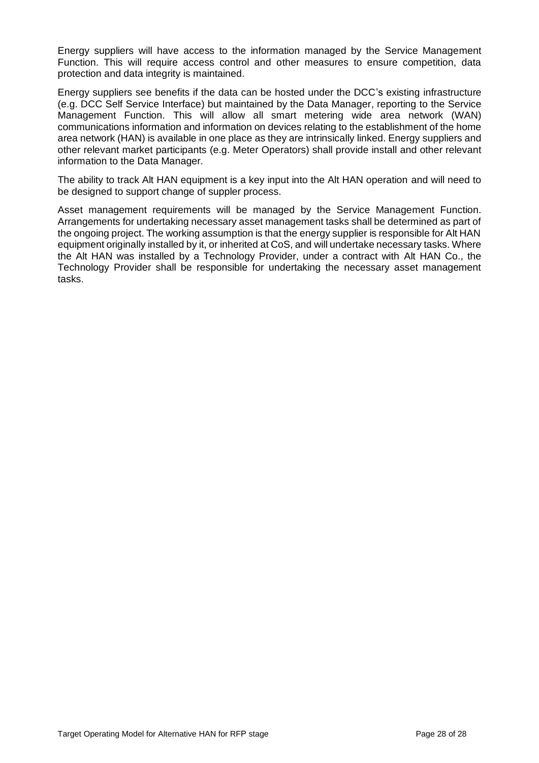Energy suppliers will have access to the information managed by the Service Management Function. This will require access control and other measures to ensure competition, data protection and data integrity is maintained.

Energy suppliers see benefits if the data can be hosted under the DCC's existing infrastructure (e.g. DCC Self Service Interface) but maintained by the Data Manager, reporting to the Service Management Function. This will allow all smart metering wide area network (WAN) communications information and information on devices relating to the establishment of the home area network (HAN) is available in one place as they are intrinsically linked. Energy suppliers and other relevant market participants (e.g. Meter Operators) shall provide install and other relevant information to the Data Manager.

The ability to track Alt HAN equipment is a key input into the Alt HAN operation and will need to be designed to support change of suppler process.

Asset management requirements will be managed by the Service Management Function. Arrangements for undertaking necessary asset management tasks shall be determined as part of the ongoing project. The working assumption is that the energy supplier is responsible for Alt HAN equipment originally installed by it, or inherited at CoS, and will undertake necessary tasks. Where the Alt HAN was installed by a Technology Provider, under a contract with Alt HAN Co., the Technology Provider shall be responsible for undertaking the necessary asset management tasks.